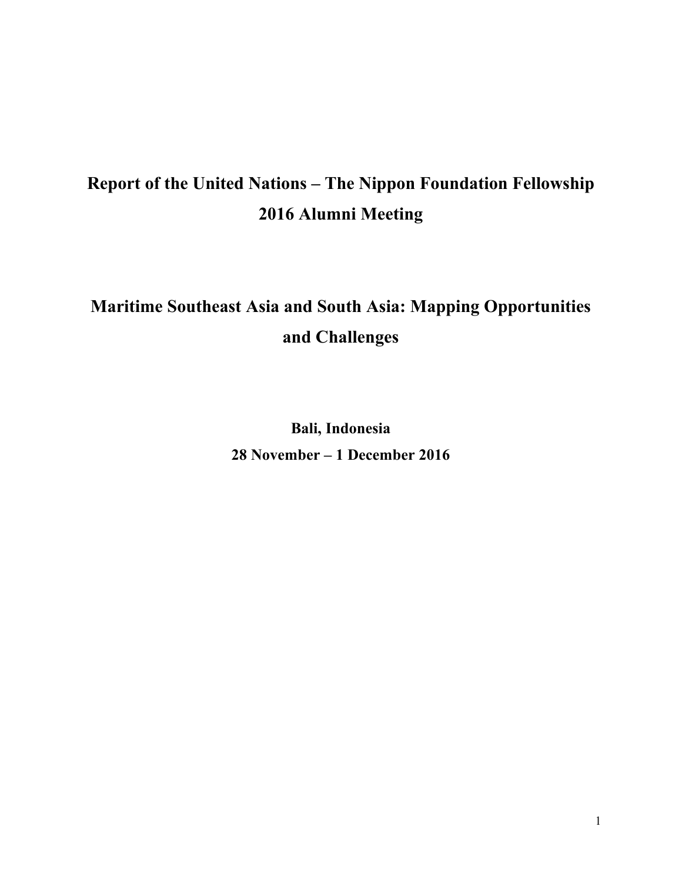# Report of the United Nations – The Nippon Foundation Fellowship 2016 Alumni Meeting

## Maritime Southeast Asia and South Asia: Mapping Opportunities and Challenges

**Bali, Indonesia**

**28 November – 1 December 2016**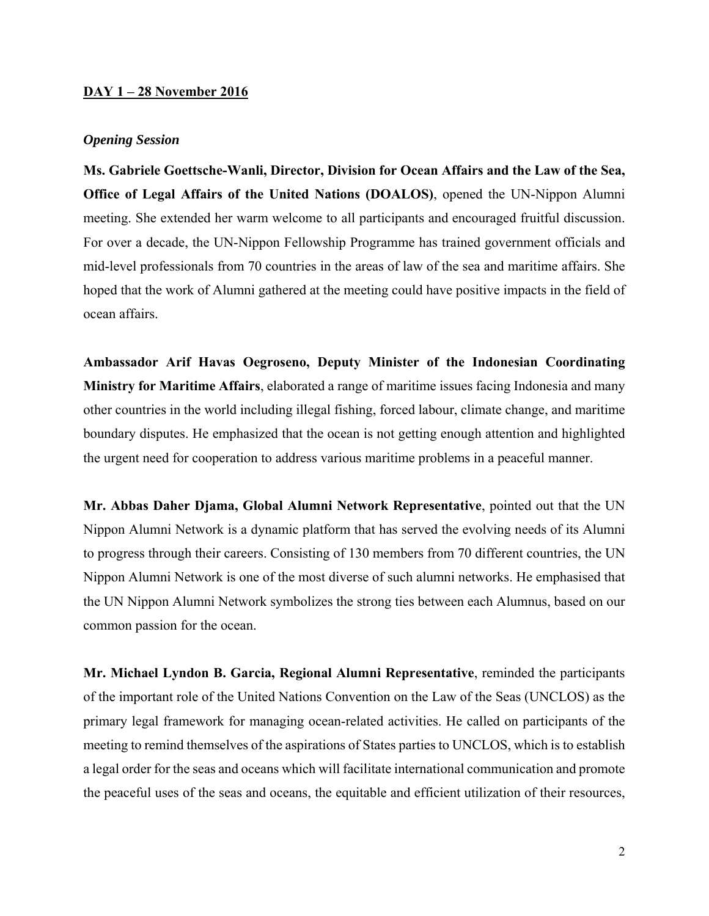**DAY 1 – 28 November 2016**

***Opening Session***

**Ms. Gabriele Goettsche-Wanli, Director, Division for Ocean Affairs and the Law of the Sea, Office of Legal Affairs of the United Nations (DOALOS)**, opened the UN-Nippon Alumni meeting. She extended her warm welcome to all participants and encouraged fruitful discussion. For over a decade, the UN-Nippon Fellowship Programme has trained government officials and mid-level professionals from 70 countries in the areas of law of the sea and maritime affairs. She hoped that the work of Alumni gathered at the meeting could have positive impacts in the field of ocean affairs.

**Ambassador Arif Havas Oegroseno, Deputy Minister of the Indonesian Coordinating Ministry for Maritime Affairs**, elaborated a range of maritime issues facing Indonesia and many other countries in the world including illegal fishing, forced labour, climate change, and maritime boundary disputes. He emphasized that the ocean is not getting enough attention and highlighted the urgent need for cooperation to address various maritime problems in a peaceful manner.

**Mr. Abbas Daher Djama, Global Alumni Network Representative**, pointed out that the UN Nippon Alumni Network is a dynamic platform that has served the evolving needs of its Alumni to progress through their careers. Consisting of 130 members from 70 different countries, the UN Nippon Alumni Network is one of the most diverse of such alumni networks. He emphasised that the UN Nippon Alumni Network symbolizes the strong ties between each Alumnus, based on our common passion for the ocean.

**Mr. Michael Lyndon B. Garcia, Regional Alumni Representative**, reminded the participants of the important role of the United Nations Convention on the Law of the Seas (UNCLOS) as the primary legal framework for managing ocean-related activities. He called on participants of the meeting to remind themselves of the aspirations of States parties to UNCLOS, which is to establish a legal order for the seas and oceans which will facilitate international communication and promote the peaceful uses of the seas and oceans, the equitable and efficient utilization of their resources,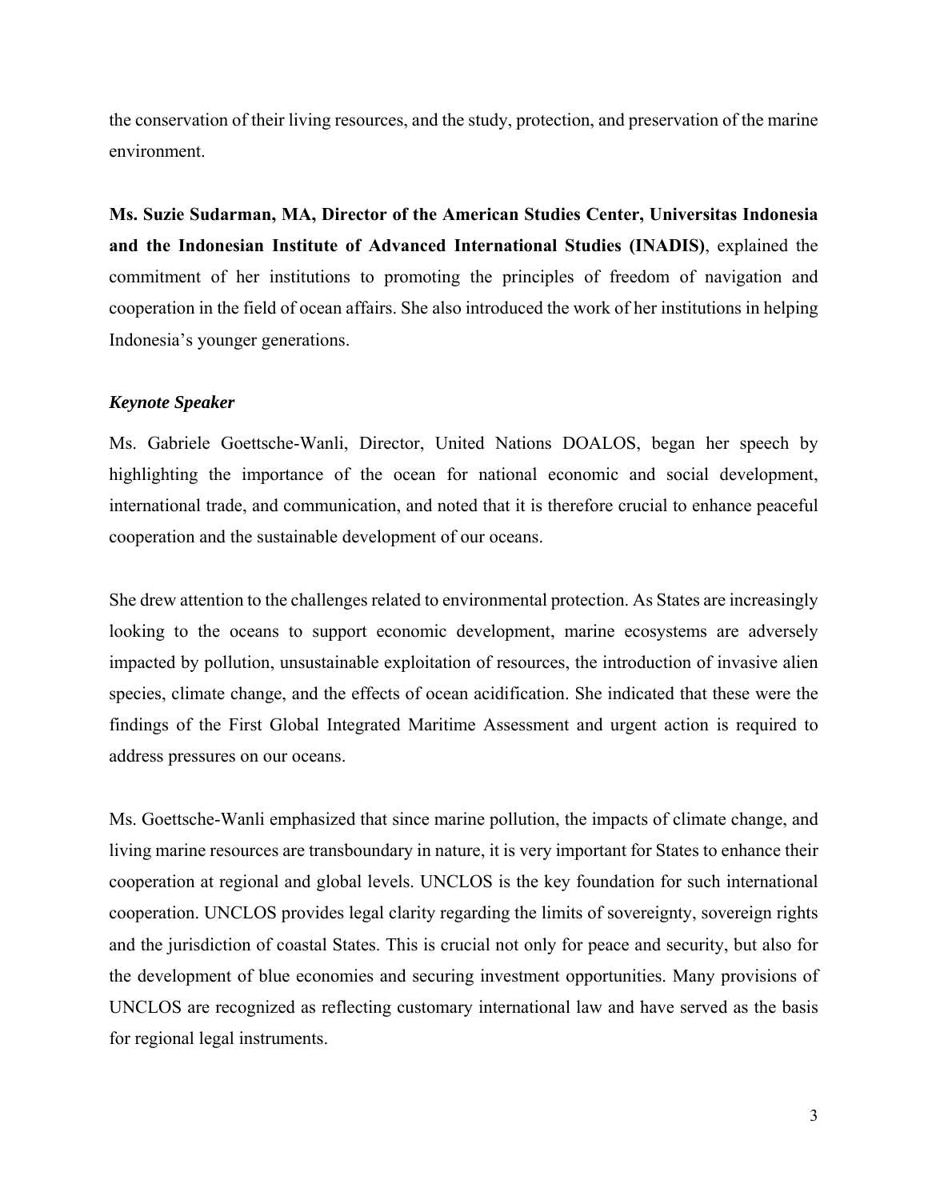the conservation of their living resources, and the study, protection, and preservation of the marine environment.

**Ms. Suzie Sudarman, MA, Director of the American Studies Center, Universitas Indonesia and the Indonesian Institute of Advanced International Studies (INADIS)**, explained the commitment of her institutions to promoting the principles of freedom of navigation and cooperation in the field of ocean affairs. She also introduced the work of her institutions in helping Indonesia's younger generations.

***Keynote Speaker***

Ms. Gabriele Goettsche-Wanli, Director, United Nations DOALOS, began her speech by highlighting the importance of the ocean for national economic and social development, international trade, and communication, and noted that it is therefore crucial to enhance peaceful cooperation and the sustainable development of our oceans.

She drew attention to the challenges related to environmental protection. As States are increasingly looking to the oceans to support economic development, marine ecosystems are adversely impacted by pollution, unsustainable exploitation of resources, the introduction of invasive alien species, climate change, and the effects of ocean acidification. She indicated that these were the findings of the First Global Integrated Maritime Assessment and urgent action is required to address pressures on our oceans.

Ms. Goettsche-Wanli emphasized that since marine pollution, the impacts of climate change, and living marine resources are transboundary in nature, it is very important for States to enhance their cooperation at regional and global levels. UNCLOS is the key foundation for such international cooperation. UNCLOS provides legal clarity regarding the limits of sovereignty, sovereign rights and the jurisdiction of coastal States. This is crucial not only for peace and security, but also for the development of blue economies and securing investment opportunities. Many provisions of UNCLOS are recognized as reflecting customary international law and have served as the basis for regional legal instruments.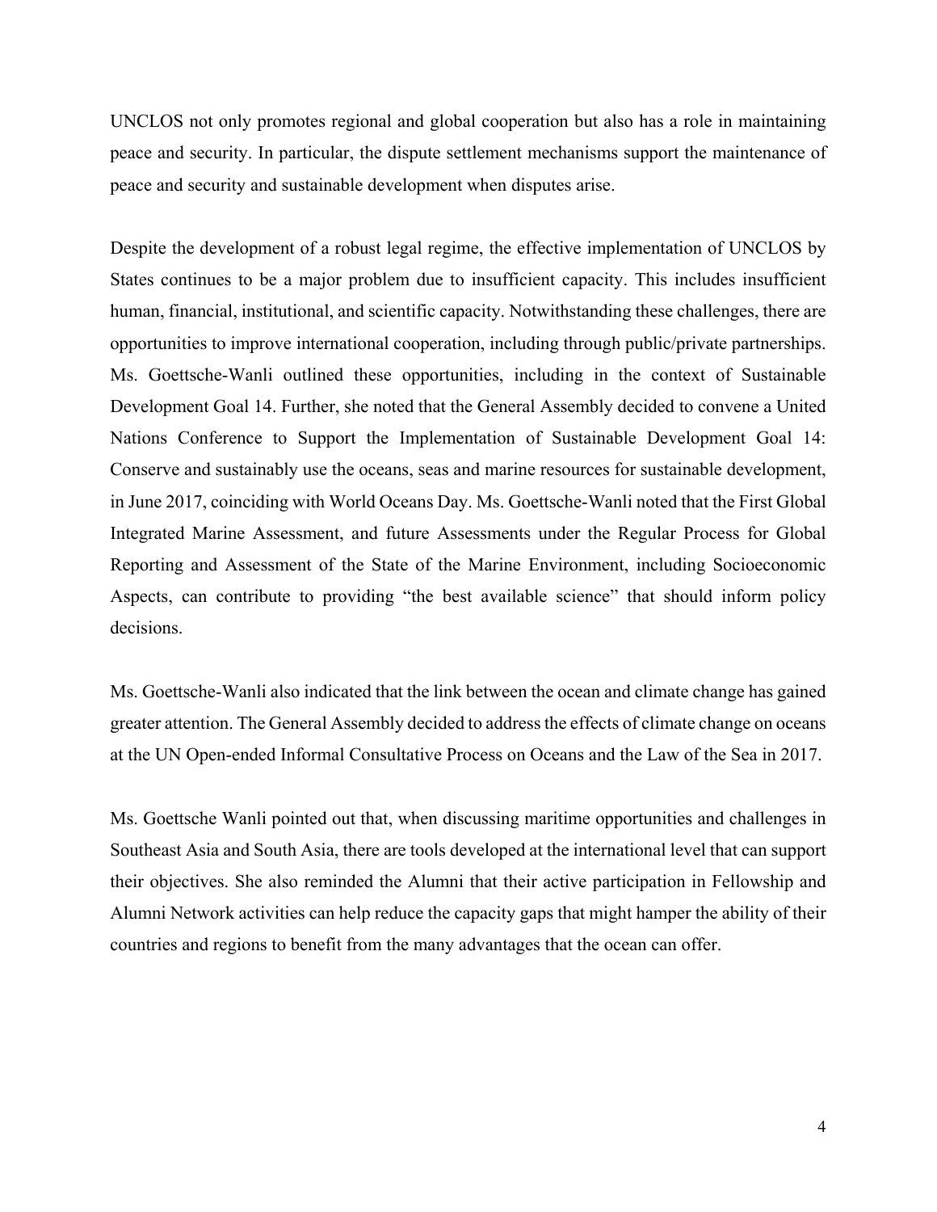UNCLOS not only promotes regional and global cooperation but also has a role in maintaining peace and security. In particular, the dispute settlement mechanisms support the maintenance of peace and security and sustainable development when disputes arise.

Despite the development of a robust legal regime, the effective implementation of UNCLOS by States continues to be a major problem due to insufficient capacity. This includes insufficient human, financial, institutional, and scientific capacity. Notwithstanding these challenges, there are opportunities to improve international cooperation, including through public/private partnerships. Ms. Goettsche-Wanli outlined these opportunities, including in the context of Sustainable Development Goal 14. Further, she noted that the General Assembly decided to convene a United Nations Conference to Support the Implementation of Sustainable Development Goal 14: Conserve and sustainably use the oceans, seas and marine resources for sustainable development, in June 2017, coinciding with World Oceans Day. Ms. Goettsche-Wanli noted that the First Global Integrated Marine Assessment, and future Assessments under the Regular Process for Global Reporting and Assessment of the State of the Marine Environment, including Socioeconomic Aspects, can contribute to providing "the best available science" that should inform policy decisions.

Ms. Goettsche-Wanli also indicated that the link between the ocean and climate change has gained greater attention. The General Assembly decided to address the effects of climate change on oceans at the UN Open-ended Informal Consultative Process on Oceans and the Law of the Sea in 2017.

Ms. Goettsche Wanli pointed out that, when discussing maritime opportunities and challenges in Southeast Asia and South Asia, there are tools developed at the international level that can support their objectives. She also reminded the Alumni that their active participation in Fellowship and Alumni Network activities can help reduce the capacity gaps that might hamper the ability of their countries and regions to benefit from the many advantages that the ocean can offer.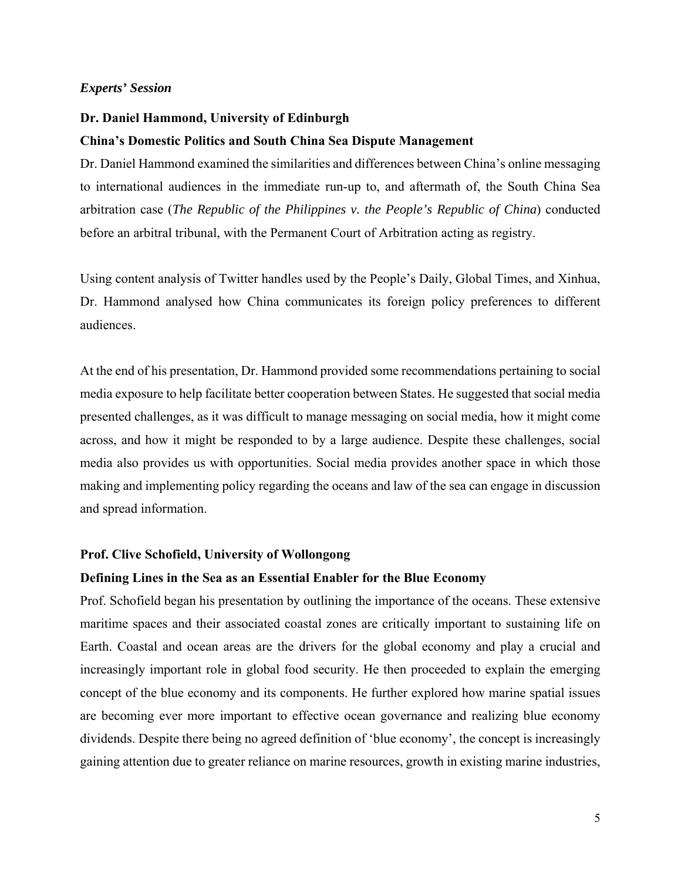### *Experts' Session*

**Dr. Daniel Hammond, University of Edinburgh**

**China's Domestic Politics and South China Sea Dispute Management**

Dr. Daniel Hammond examined the similarities and differences between China's online messaging to international audiences in the immediate run-up to, and aftermath of, the South China Sea arbitration case (*The Republic of the Philippines v. the People's Republic of China*) conducted before an arbitral tribunal, with the Permanent Court of Arbitration acting as registry.

Using content analysis of Twitter handles used by the People's Daily, Global Times, and Xinhua, Dr. Hammond analysed how China communicates its foreign policy preferences to different audiences.

At the end of his presentation, Dr. Hammond provided some recommendations pertaining to social media exposure to help facilitate better cooperation between States. He suggested that social media presented challenges, as it was difficult to manage messaging on social media, how it might come across, and how it might be responded to by a large audience. Despite these challenges, social media also provides us with opportunities. Social media provides another space in which those making and implementing policy regarding the oceans and law of the sea can engage in discussion and spread information.

**Prof. Clive Schofield, University of Wollongong**

**Defining Lines in the Sea as an Essential Enabler for the Blue Economy**

Prof. Schofield began his presentation by outlining the importance of the oceans. These extensive maritime spaces and their associated coastal zones are critically important to sustaining life on Earth. Coastal and ocean areas are the drivers for the global economy and play a crucial and increasingly important role in global food security. He then proceeded to explain the emerging concept of the blue economy and its components. He further explored how marine spatial issues are becoming ever more important to effective ocean governance and realizing blue economy dividends. Despite there being no agreed definition of 'blue economy', the concept is increasingly gaining attention due to greater reliance on marine resources, growth in existing marine industries,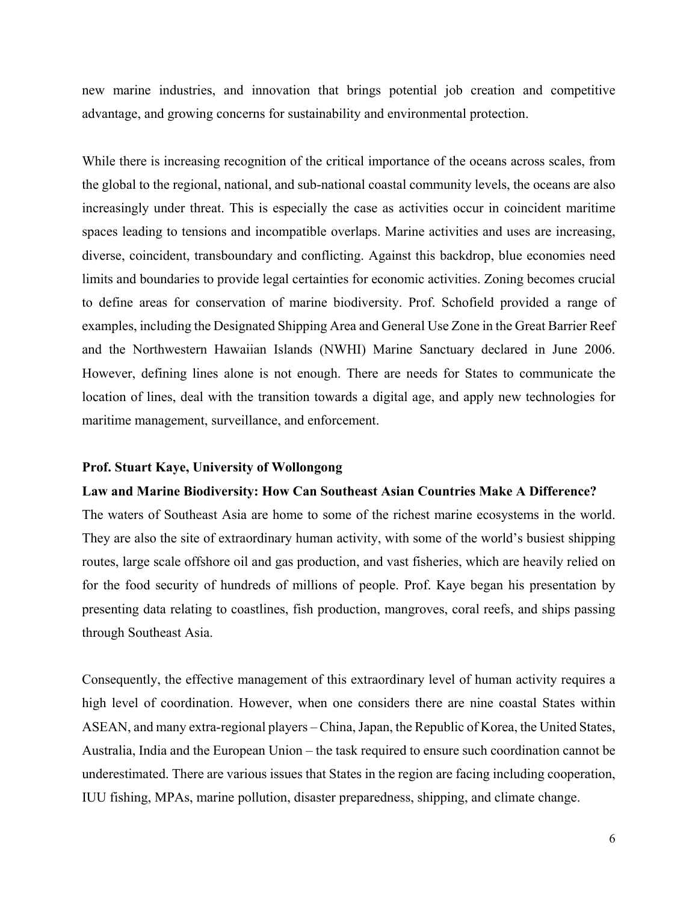new marine industries, and innovation that brings potential job creation and competitive advantage, and growing concerns for sustainability and environmental protection.

While there is increasing recognition of the critical importance of the oceans across scales, from the global to the regional, national, and sub-national coastal community levels, the oceans are also increasingly under threat. This is especially the case as activities occur in coincident maritime spaces leading to tensions and incompatible overlaps. Marine activities and uses are increasing, diverse, coincident, transboundary and conflicting. Against this backdrop, blue economies need limits and boundaries to provide legal certainties for economic activities. Zoning becomes crucial to define areas for conservation of marine biodiversity. Prof. Schofield provided a range of examples, including the Designated Shipping Area and General Use Zone in the Great Barrier Reef and the Northwestern Hawaiian Islands (NWHI) Marine Sanctuary declared in June 2006. However, defining lines alone is not enough. There are needs for States to communicate the location of lines, deal with the transition towards a digital age, and apply new technologies for maritime management, surveillance, and enforcement.

**Prof. Stuart Kaye, University of Wollongong**

**Law and Marine Biodiversity: How Can Southeast Asian Countries Make A Difference?**

The waters of Southeast Asia are home to some of the richest marine ecosystems in the world. They are also the site of extraordinary human activity, with some of the world's busiest shipping routes, large scale offshore oil and gas production, and vast fisheries, which are heavily relied on for the food security of hundreds of millions of people. Prof. Kaye began his presentation by presenting data relating to coastlines, fish production, mangroves, coral reefs, and ships passing through Southeast Asia.

Consequently, the effective management of this extraordinary level of human activity requires a high level of coordination. However, when one considers there are nine coastal States within ASEAN, and many extra-regional players – China, Japan, the Republic of Korea, the United States, Australia, India and the European Union – the task required to ensure such coordination cannot be underestimated. There are various issues that States in the region are facing including cooperation, IUU fishing, MPAs, marine pollution, disaster preparedness, shipping, and climate change.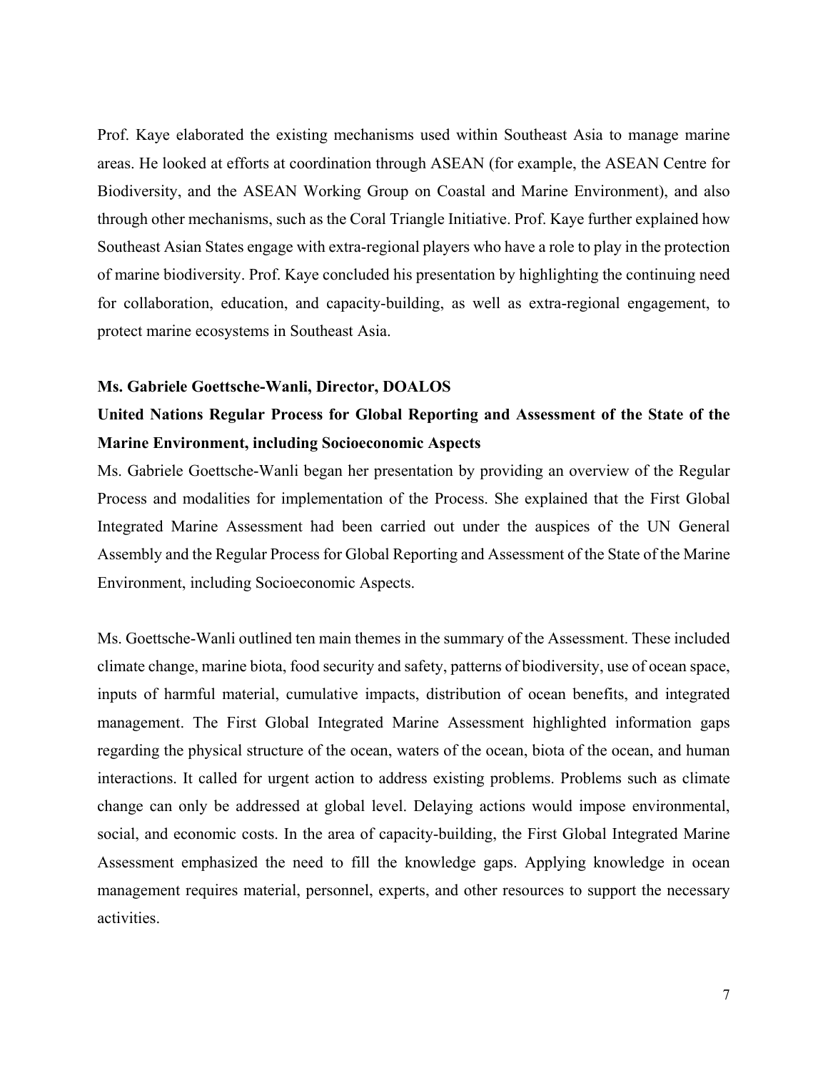Prof. Kaye elaborated the existing mechanisms used within Southeast Asia to manage marine areas. He looked at efforts at coordination through ASEAN (for example, the ASEAN Centre for Biodiversity, and the ASEAN Working Group on Coastal and Marine Environment), and also through other mechanisms, such as the Coral Triangle Initiative. Prof. Kaye further explained how Southeast Asian States engage with extra-regional players who have a role to play in the protection of marine biodiversity. Prof. Kaye concluded his presentation by highlighting the continuing need for collaboration, education, and capacity-building, as well as extra-regional engagement, to protect marine ecosystems in Southeast Asia.

**Ms. Gabriele Goettsche-Wanli, Director, DOALOS**

**United Nations Regular Process for Global Reporting and Assessment of the State of the Marine Environment, including Socioeconomic Aspects**

Ms. Gabriele Goettsche-Wanli began her presentation by providing an overview of the Regular Process and modalities for implementation of the Process. She explained that the First Global Integrated Marine Assessment had been carried out under the auspices of the UN General Assembly and the Regular Process for Global Reporting and Assessment of the State of the Marine Environment, including Socioeconomic Aspects.

Ms. Goettsche-Wanli outlined ten main themes in the summary of the Assessment. These included climate change, marine biota, food security and safety, patterns of biodiversity, use of ocean space, inputs of harmful material, cumulative impacts, distribution of ocean benefits, and integrated management. The First Global Integrated Marine Assessment highlighted information gaps regarding the physical structure of the ocean, waters of the ocean, biota of the ocean, and human interactions. It called for urgent action to address existing problems. Problems such as climate change can only be addressed at global level. Delaying actions would impose environmental, social, and economic costs. In the area of capacity-building, the First Global Integrated Marine Assessment emphasized the need to fill the knowledge gaps. Applying knowledge in ocean management requires material, personnel, experts, and other resources to support the necessary activities.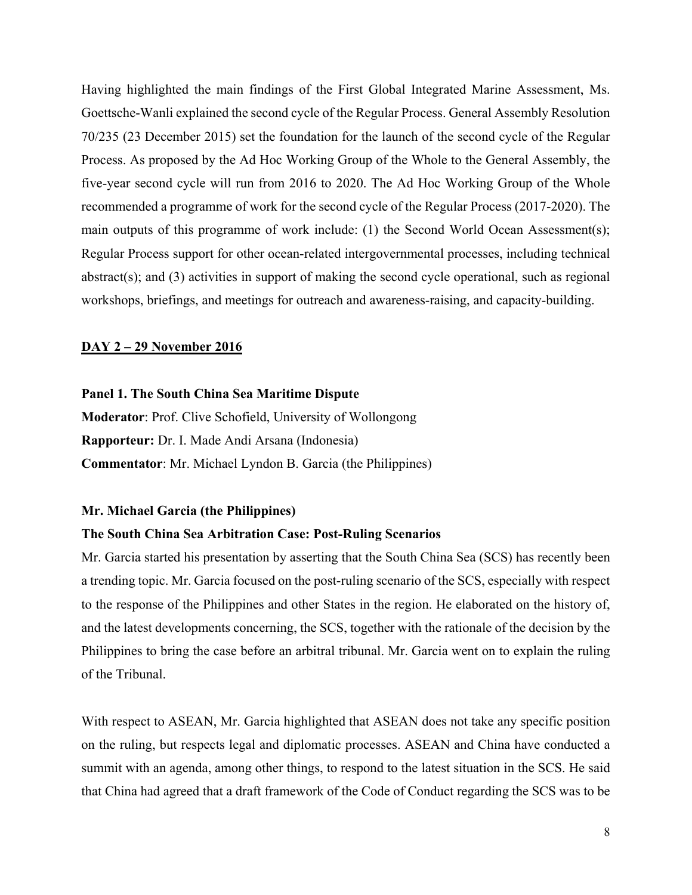Having highlighted the main findings of the First Global Integrated Marine Assessment, Ms. Goettsche-Wanli explained the second cycle of the Regular Process. General Assembly Resolution 70/235 (23 December 2015) set the foundation for the launch of the second cycle of the Regular Process. As proposed by the Ad Hoc Working Group of the Whole to the General Assembly, the five-year second cycle will run from 2016 to 2020. The Ad Hoc Working Group of the Whole recommended a programme of work for the second cycle of the Regular Process (2017-2020). The main outputs of this programme of work include: (1) the Second World Ocean Assessment(s); Regular Process support for other ocean-related intergovernmental processes, including technical abstract(s); and (3) activities in support of making the second cycle operational, such as regional workshops, briefings, and meetings for outreach and awareness-raising, and capacity-building.

## DAY 2 – 29 November 2016

**Panel 1. The South China Sea Maritime Dispute**

**Moderator**: Prof. Clive Schofield, University of Wollongong

**Rapporteur:** Dr. I. Made Andi Arsana (Indonesia)

**Commentator**: Mr. Michael Lyndon B. Garcia (the Philippines)

**Mr. Michael Garcia (the Philippines)**

**The South China Sea Arbitration Case: Post-Ruling Scenarios**

Mr. Garcia started his presentation by asserting that the South China Sea (SCS) has recently been a trending topic. Mr. Garcia focused on the post-ruling scenario of the SCS, especially with respect to the response of the Philippines and other States in the region. He elaborated on the history of, and the latest developments concerning, the SCS, together with the rationale of the decision by the Philippines to bring the case before an arbitral tribunal. Mr. Garcia went on to explain the ruling of the Tribunal.

With respect to ASEAN, Mr. Garcia highlighted that ASEAN does not take any specific position on the ruling, but respects legal and diplomatic processes. ASEAN and China have conducted a summit with an agenda, among other things, to respond to the latest situation in the SCS. He said that China had agreed that a draft framework of the Code of Conduct regarding the SCS was to be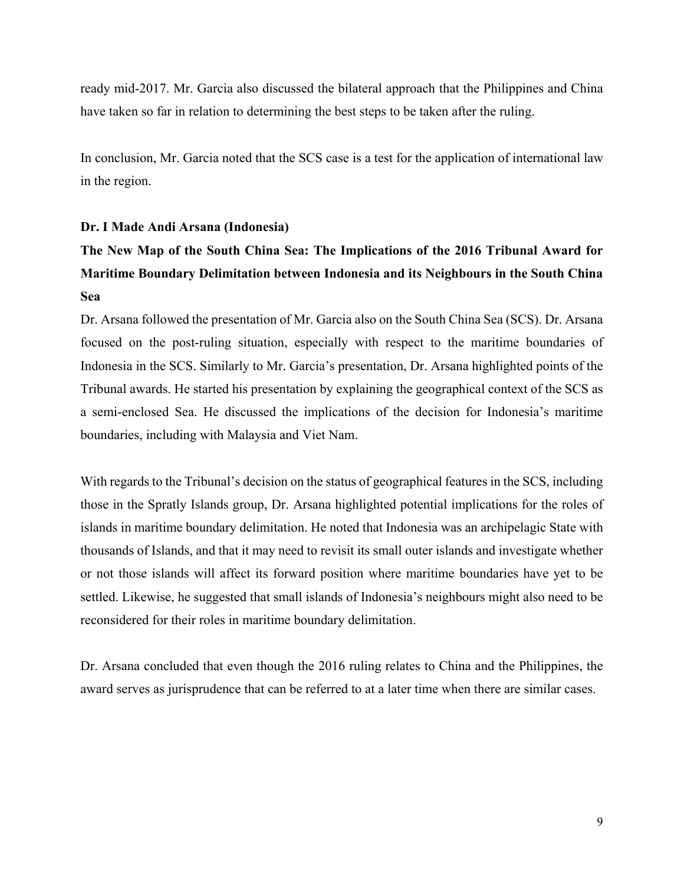ready mid-2017. Mr. Garcia also discussed the bilateral approach that the Philippines and China have taken so far in relation to determining the best steps to be taken after the ruling.

In conclusion, Mr. Garcia noted that the SCS case is a test for the application of international law in the region.

**Dr. I Made Andi Arsana (Indonesia)**

**The New Map of the South China Sea: The Implications of the 2016 Tribunal Award for Maritime Boundary Delimitation between Indonesia and its Neighbours in the South China Sea**

Dr. Arsana followed the presentation of Mr. Garcia also on the South China Sea (SCS). Dr. Arsana focused on the post-ruling situation, especially with respect to the maritime boundaries of Indonesia in the SCS. Similarly to Mr. Garcia's presentation, Dr. Arsana highlighted points of the Tribunal awards. He started his presentation by explaining the geographical context of the SCS as a semi-enclosed Sea. He discussed the implications of the decision for Indonesia's maritime boundaries, including with Malaysia and Viet Nam.

With regards to the Tribunal's decision on the status of geographical features in the SCS, including those in the Spratly Islands group, Dr. Arsana highlighted potential implications for the roles of islands in maritime boundary delimitation. He noted that Indonesia was an archipelagic State with thousands of Islands, and that it may need to revisit its small outer islands and investigate whether or not those islands will affect its forward position where maritime boundaries have yet to be settled. Likewise, he suggested that small islands of Indonesia's neighbours might also need to be reconsidered for their roles in maritime boundary delimitation.

Dr. Arsana concluded that even though the 2016 ruling relates to China and the Philippines, the award serves as jurisprudence that can be referred to at a later time when there are similar cases.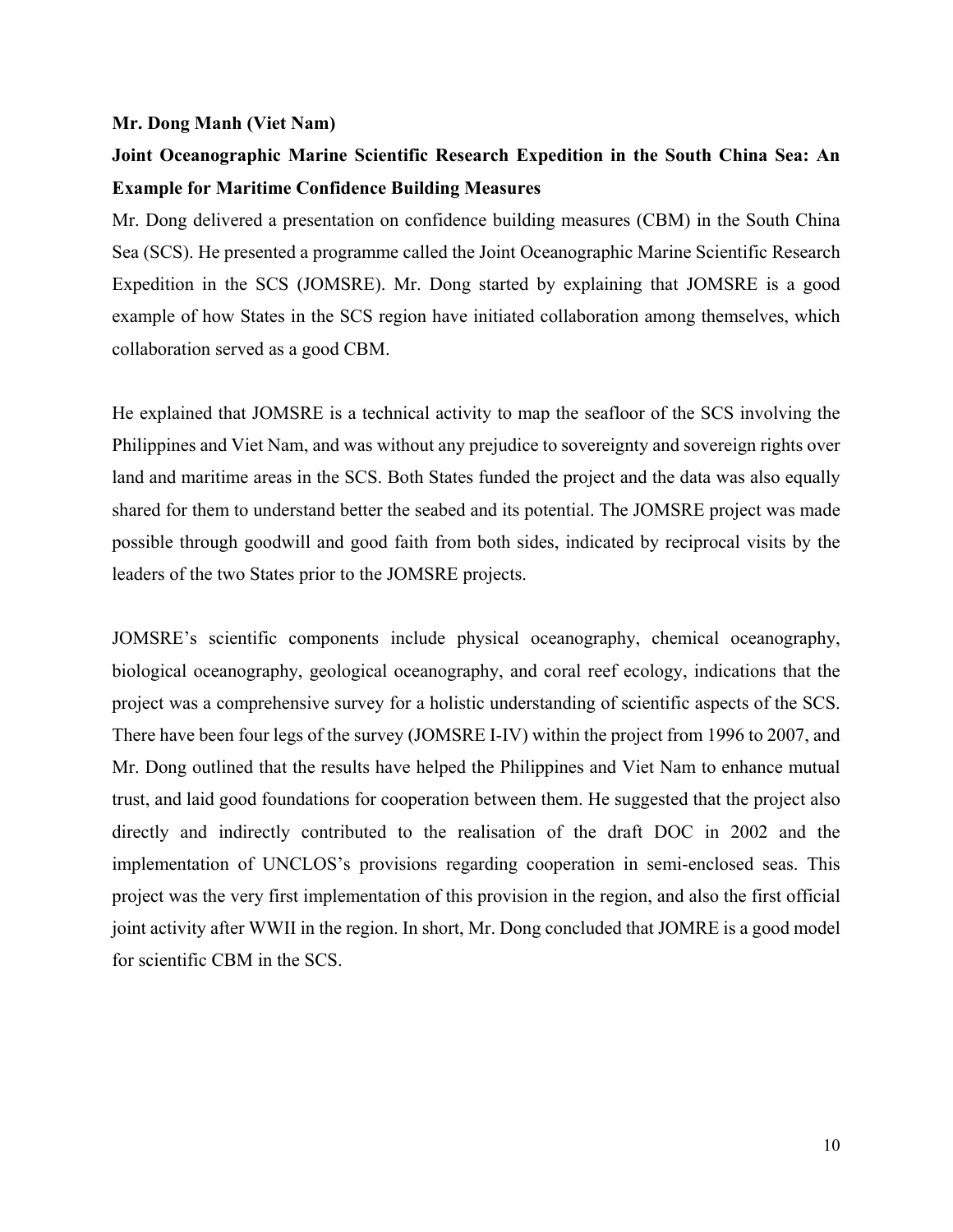**Mr. Dong Manh (Viet Nam)**

**Joint Oceanographic Marine Scientific Research Expedition in the South China Sea: An Example for Maritime Confidence Building Measures**

Mr. Dong delivered a presentation on confidence building measures (CBM) in the South China Sea (SCS). He presented a programme called the Joint Oceanographic Marine Scientific Research Expedition in the SCS (JOMSRE). Mr. Dong started by explaining that JOMSRE is a good example of how States in the SCS region have initiated collaboration among themselves, which collaboration served as a good CBM.

He explained that JOMSRE is a technical activity to map the seafloor of the SCS involving the Philippines and Viet Nam, and was without any prejudice to sovereignty and sovereign rights over land and maritime areas in the SCS. Both States funded the project and the data was also equally shared for them to understand better the seabed and its potential. The JOMSRE project was made possible through goodwill and good faith from both sides, indicated by reciprocal visits by the leaders of the two States prior to the JOMSRE projects.

JOMSRE's scientific components include physical oceanography, chemical oceanography, biological oceanography, geological oceanography, and coral reef ecology, indications that the project was a comprehensive survey for a holistic understanding of scientific aspects of the SCS. There have been four legs of the survey (JOMSRE I-IV) within the project from 1996 to 2007, and Mr. Dong outlined that the results have helped the Philippines and Viet Nam to enhance mutual trust, and laid good foundations for cooperation between them. He suggested that the project also directly and indirectly contributed to the realisation of the draft DOC in 2002 and the implementation of UNCLOS's provisions regarding cooperation in semi-enclosed seas. This project was the very first implementation of this provision in the region, and also the first official joint activity after WWII in the region. In short, Mr. Dong concluded that JOMRE is a good model for scientific CBM in the SCS.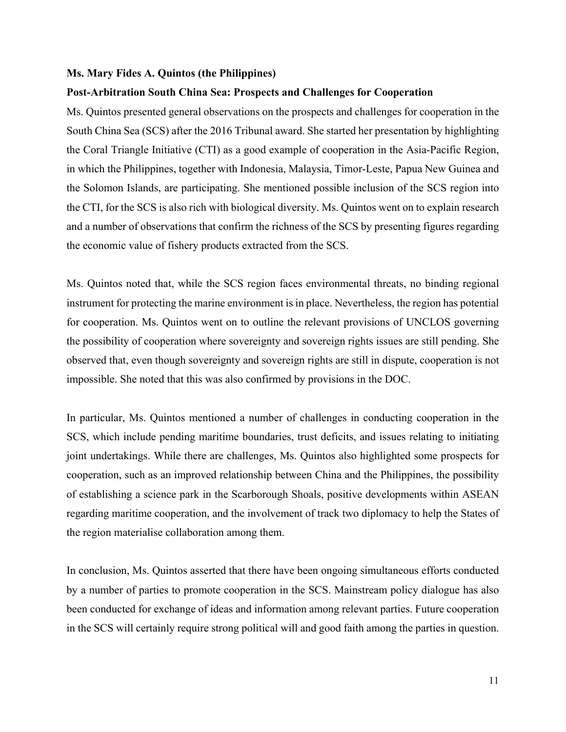**Ms. Mary Fides A. Quintos (the Philippines)**

**Post-Arbitration South China Sea: Prospects and Challenges for Cooperation**

Ms. Quintos presented general observations on the prospects and challenges for cooperation in the South China Sea (SCS) after the 2016 Tribunal award. She started her presentation by highlighting the Coral Triangle Initiative (CTI) as a good example of cooperation in the Asia-Pacific Region, in which the Philippines, together with Indonesia, Malaysia, Timor-Leste, Papua New Guinea and the Solomon Islands, are participating. She mentioned possible inclusion of the SCS region into the CTI, for the SCS is also rich with biological diversity. Ms. Quintos went on to explain research and a number of observations that confirm the richness of the SCS by presenting figures regarding the economic value of fishery products extracted from the SCS.

Ms. Quintos noted that, while the SCS region faces environmental threats, no binding regional instrument for protecting the marine environment is in place. Nevertheless, the region has potential for cooperation. Ms. Quintos went on to outline the relevant provisions of UNCLOS governing the possibility of cooperation where sovereignty and sovereign rights issues are still pending. She observed that, even though sovereignty and sovereign rights are still in dispute, cooperation is not impossible. She noted that this was also confirmed by provisions in the DOC.

In particular, Ms. Quintos mentioned a number of challenges in conducting cooperation in the SCS, which include pending maritime boundaries, trust deficits, and issues relating to initiating joint undertakings. While there are challenges, Ms. Quintos also highlighted some prospects for cooperation, such as an improved relationship between China and the Philippines, the possibility of establishing a science park in the Scarborough Shoals, positive developments within ASEAN regarding maritime cooperation, and the involvement of track two diplomacy to help the States of the region materialise collaboration among them.

In conclusion, Ms. Quintos asserted that there have been ongoing simultaneous efforts conducted by a number of parties to promote cooperation in the SCS. Mainstream policy dialogue has also been conducted for exchange of ideas and information among relevant parties. Future cooperation in the SCS will certainly require strong political will and good faith among the parties in question.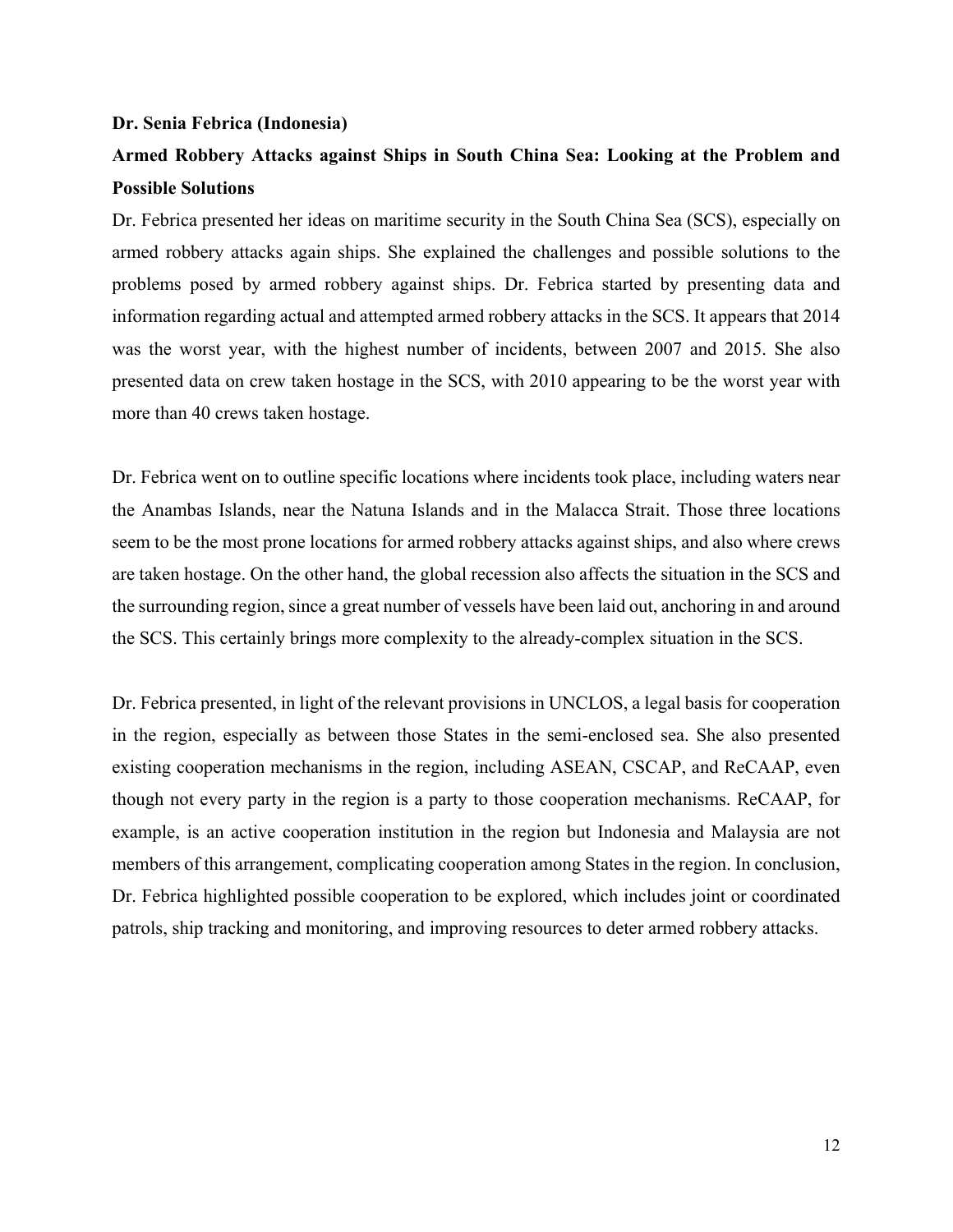**Dr. Senia Febrica (Indonesia)**

**Armed Robbery Attacks against Ships in South China Sea: Looking at the Problem and Possible Solutions**

Dr. Febrica presented her ideas on maritime security in the South China Sea (SCS), especially on armed robbery attacks again ships. She explained the challenges and possible solutions to the problems posed by armed robbery against ships. Dr. Febrica started by presenting data and information regarding actual and attempted armed robbery attacks in the SCS. It appears that 2014 was the worst year, with the highest number of incidents, between 2007 and 2015. She also presented data on crew taken hostage in the SCS, with 2010 appearing to be the worst year with more than 40 crews taken hostage.

Dr. Febrica went on to outline specific locations where incidents took place, including waters near the Anambas Islands, near the Natuna Islands and in the Malacca Strait. Those three locations seem to be the most prone locations for armed robbery attacks against ships, and also where crews are taken hostage. On the other hand, the global recession also affects the situation in the SCS and the surrounding region, since a great number of vessels have been laid out, anchoring in and around the SCS. This certainly brings more complexity to the already-complex situation in the SCS.

Dr. Febrica presented, in light of the relevant provisions in UNCLOS, a legal basis for cooperation in the region, especially as between those States in the semi-enclosed sea. She also presented existing cooperation mechanisms in the region, including ASEAN, CSCAP, and ReCAAP, even though not every party in the region is a party to those cooperation mechanisms. ReCAAP, for example, is an active cooperation institution in the region but Indonesia and Malaysia are not members of this arrangement, complicating cooperation among States in the region. In conclusion, Dr. Febrica highlighted possible cooperation to be explored, which includes joint or coordinated patrols, ship tracking and monitoring, and improving resources to deter armed robbery attacks.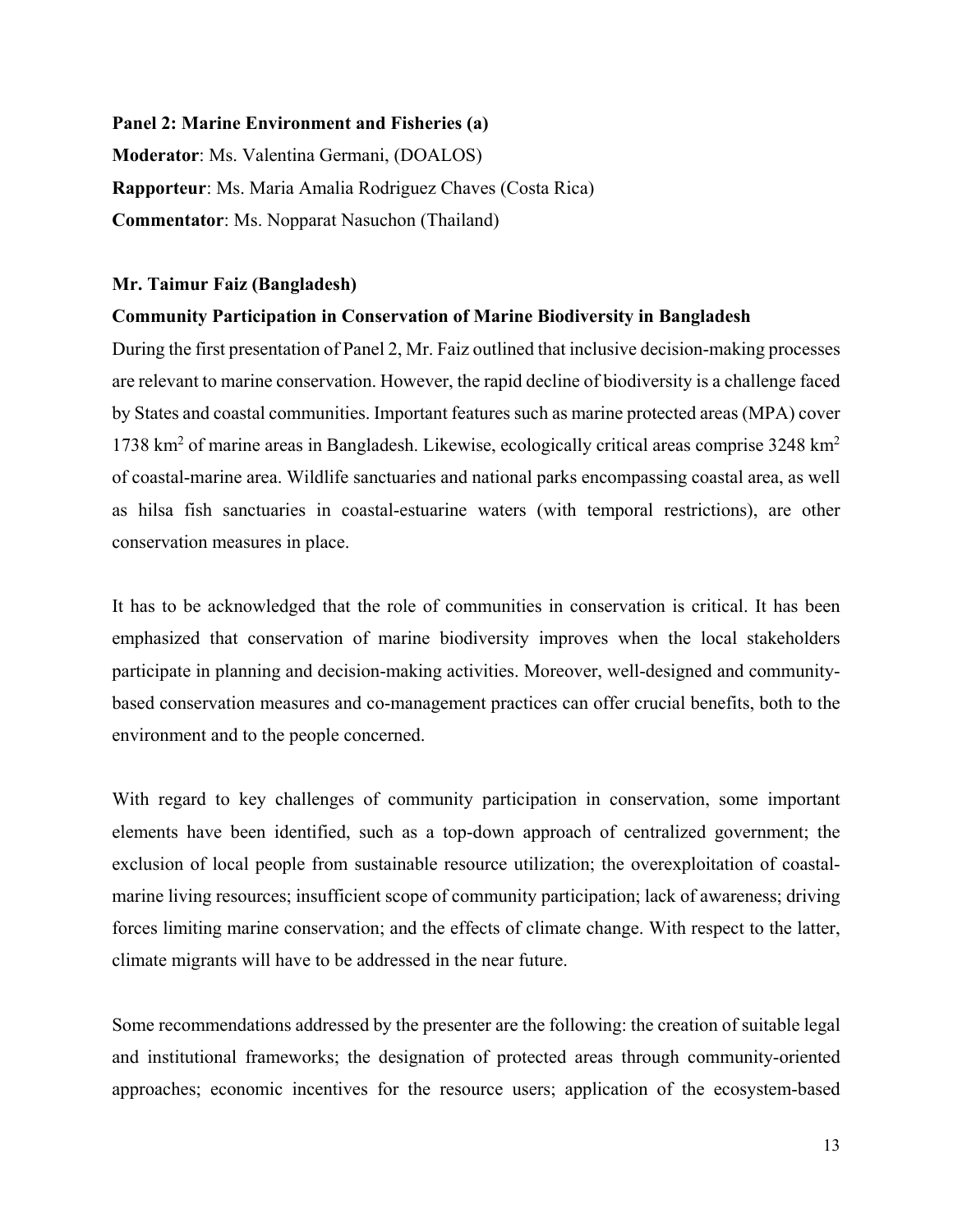**Panel 2: Marine Environment and Fisheries (a)**

**Moderator**: Ms. Valentina Germani, (DOALOS)

**Rapporteur**: Ms. Maria Amalia Rodriguez Chaves (Costa Rica)

**Commentator**: Ms. Nopparat Nasuchon (Thailand)

**Mr. Taimur Faiz (Bangladesh)**

**Community Participation in Conservation of Marine Biodiversity in Bangladesh**

During the first presentation of Panel 2, Mr. Faiz outlined that inclusive decision-making processes are relevant to marine conservation. However, the rapid decline of biodiversity is a challenge faced by States and coastal communities. Important features such as marine protected areas (MPA) cover 1738 $km^2$ of marine areas in Bangladesh. Likewise, ecologically critical areas comprise 3248 $km^2$ of coastal-marine area. Wildlife sanctuaries and national parks encompassing coastal area, as well as hilsa fish sanctuaries in coastal-estuarine waters (with temporal restrictions), are other conservation measures in place.

It has to be acknowledged that the role of communities in conservation is critical. It has been emphasized that conservation of marine biodiversity improves when the local stakeholders participate in planning and decision-making activities. Moreover, well-designed and community-based conservation measures and co-management practices can offer crucial benefits, both to the environment and to the people concerned.

With regard to key challenges of community participation in conservation, some important elements have been identified, such as a top-down approach of centralized government; the exclusion of local people from sustainable resource utilization; the overexploitation of coastal-marine living resources; insufficient scope of community participation; lack of awareness; driving forces limiting marine conservation; and the effects of climate change. With respect to the latter, climate migrants will have to be addressed in the near future.

Some recommendations addressed by the presenter are the following: the creation of suitable legal and institutional frameworks; the designation of protected areas through community-oriented approaches; economic incentives for the resource users; application of the ecosystem-based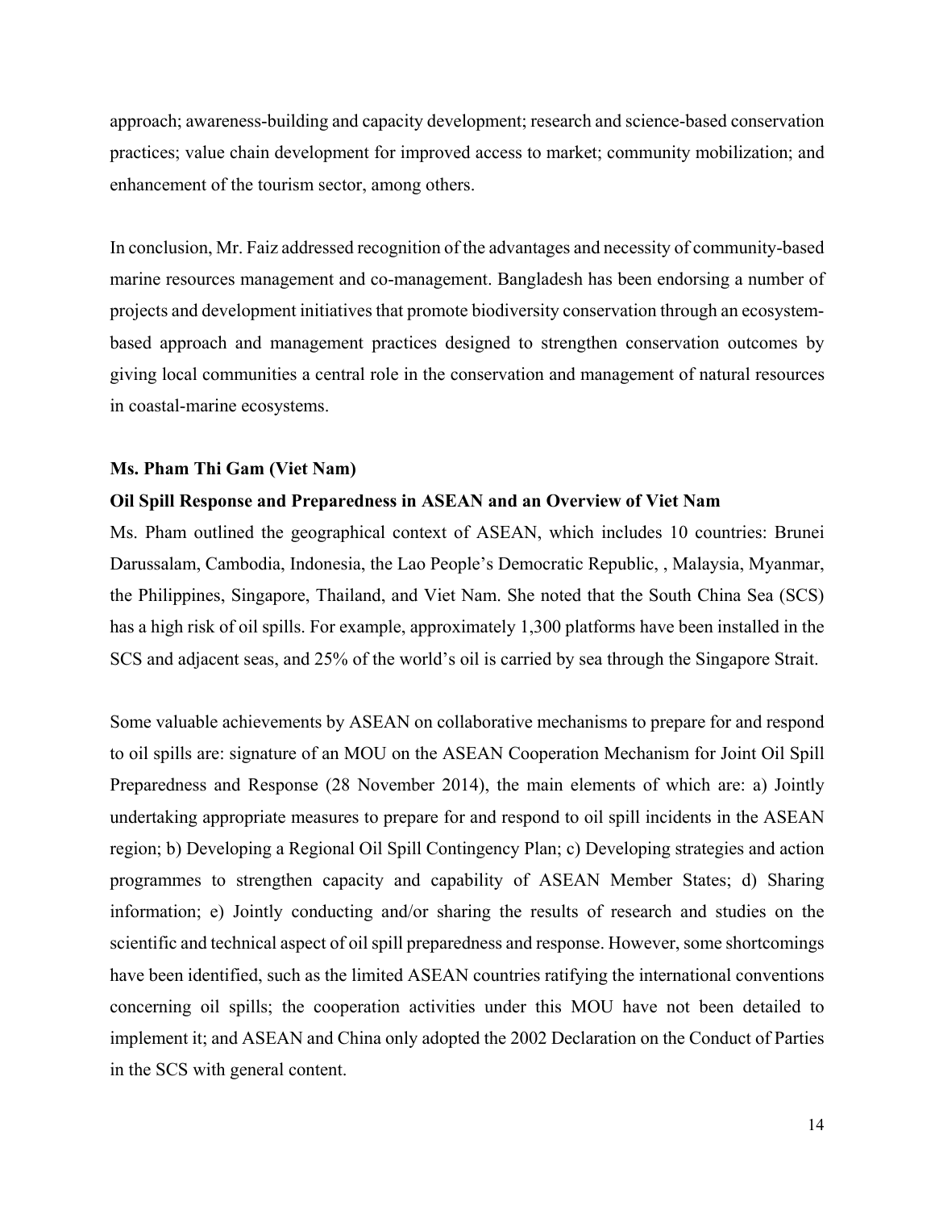approach; awareness-building and capacity development; research and science-based conservation practices; value chain development for improved access to market; community mobilization; and enhancement of the tourism sector, among others.

In conclusion, Mr. Faiz addressed recognition of the advantages and necessity of community-based marine resources management and co-management. Bangladesh has been endorsing a number of projects and development initiatives that promote biodiversity conservation through an ecosystem-based approach and management practices designed to strengthen conservation outcomes by giving local communities a central role in the conservation and management of natural resources in coastal-marine ecosystems.

**Ms. Pham Thi Gam (Viet Nam)**

**Oil Spill Response and Preparedness in ASEAN and an Overview of Viet Nam**

Ms. Pham outlined the geographical context of ASEAN, which includes 10 countries: Brunei Darussalam, Cambodia, Indonesia, the Lao People's Democratic Republic, , Malaysia, Myanmar, the Philippines, Singapore, Thailand, and Viet Nam. She noted that the South China Sea (SCS) has a high risk of oil spills. For example, approximately 1,300 platforms have been installed in the SCS and adjacent seas, and 25% of the world's oil is carried by sea through the Singapore Strait.

Some valuable achievements by ASEAN on collaborative mechanisms to prepare for and respond to oil spills are: signature of an MOU on the ASEAN Cooperation Mechanism for Joint Oil Spill Preparedness and Response (28 November 2014), the main elements of which are: a) Jointly undertaking appropriate measures to prepare for and respond to oil spill incidents in the ASEAN region; b) Developing a Regional Oil Spill Contingency Plan; c) Developing strategies and action programmes to strengthen capacity and capability of ASEAN Member States; d) Sharing information; e) Jointly conducting and/or sharing the results of research and studies on the scientific and technical aspect of oil spill preparedness and response. However, some shortcomings have been identified, such as the limited ASEAN countries ratifying the international conventions concerning oil spills; the cooperation activities under this MOU have not been detailed to implement it; and ASEAN and China only adopted the 2002 Declaration on the Conduct of Parties in the SCS with general content.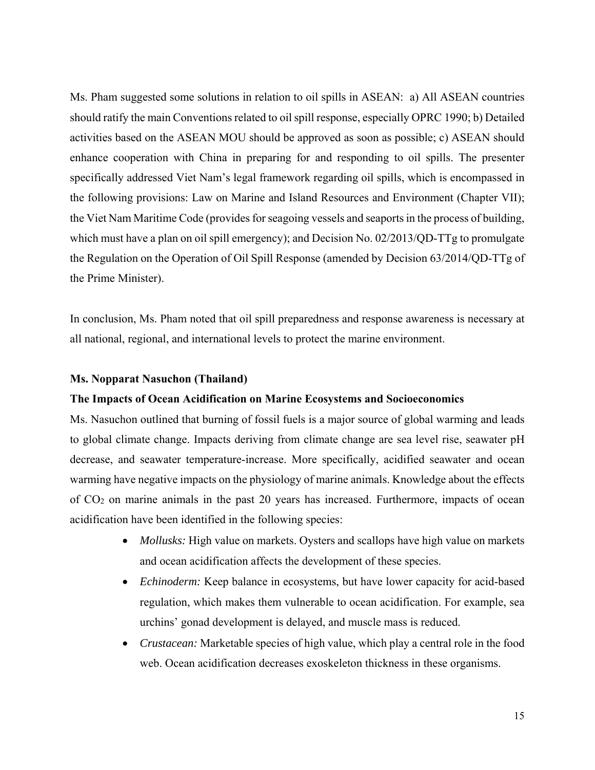Ms. Pham suggested some solutions in relation to oil spills in ASEAN: a) All ASEAN countries should ratify the main Conventions related to oil spill response, especially OPRC 1990; b) Detailed activities based on the ASEAN MOU should be approved as soon as possible; c) ASEAN should enhance cooperation with China in preparing for and responding to oil spills. The presenter specifically addressed Viet Nam's legal framework regarding oil spills, which is encompassed in the following provisions: Law on Marine and Island Resources and Environment (Chapter VII); the Viet Nam Maritime Code (provides for seagoing vessels and seaports in the process of building, which must have a plan on oil spill emergency); and Decision No. 02/2013/QD-TTg to promulgate the Regulation on the Operation of Oil Spill Response (amended by Decision 63/2014/QD-TTg of the Prime Minister).

In conclusion, Ms. Pham noted that oil spill preparedness and response awareness is necessary at all national, regional, and international levels to protect the marine environment.

**Ms. Nopparat Nasuchon (Thailand)**

**The Impacts of Ocean Acidification on Marine Ecosystems and Socioeconomics**

Ms. Nasuchon outlined that burning of fossil fuels is a major source of global warming and leads to global climate change. Impacts deriving from climate change are sea level rise, seawater pH decrease, and seawater temperature-increase. More specifically, acidified seawater and ocean warming have negative impacts on the physiology of marine animals. Knowledge about the effects of $CO_2$ on marine animals in the past 20 years has increased. Furthermore, impacts of ocean acidification have been identified in the following species:

- *Mollusks:* High value on markets. Oysters and scallops have high value on markets and ocean acidification affects the development of these species.
- *Echinoderm:* Keep balance in ecosystems, but have lower capacity for acid-based regulation, which makes them vulnerable to ocean acidification. For example, sea urchins' gonad development is delayed, and muscle mass is reduced.
- *Crustacean:* Marketable species of high value, which play a central role in the food web. Ocean acidification decreases exoskeleton thickness in these organisms.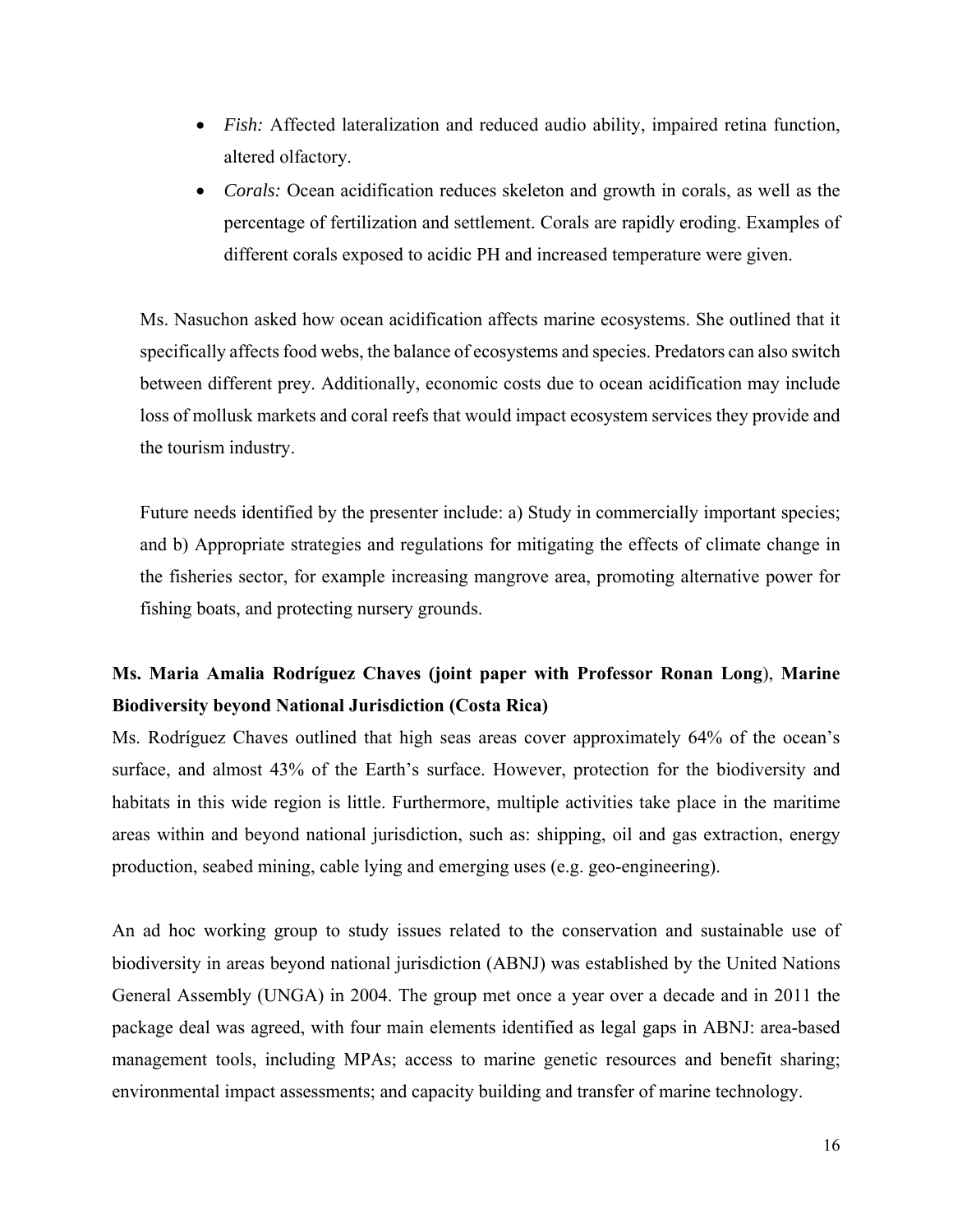- *Fish:* Affected lateralization and reduced audio ability, impaired retina function, altered olfactory.
- *Corals:* Ocean acidification reduces skeleton and growth in corals, as well as the percentage of fertilization and settlement. Corals are rapidly eroding. Examples of different corals exposed to acidic PH and increased temperature were given.

Ms. Nasuchon asked how ocean acidification affects marine ecosystems. She outlined that it specifically affects food webs, the balance of ecosystems and species. Predators can also switch between different prey. Additionally, economic costs due to ocean acidification may include loss of mollusk markets and coral reefs that would impact ecosystem services they provide and the tourism industry.

Future needs identified by the presenter include: a) Study in commercially important species; and b) Appropriate strategies and regulations for mitigating the effects of climate change in the fisheries sector, for example increasing mangrove area, promoting alternative power for fishing boats, and protecting nursery grounds.

**Ms. Maria Amalia Rodríguez Chaves (joint paper with Professor Ronan Long), Marine Biodiversity beyond National Jurisdiction (Costa Rica)**

Ms. Rodríguez Chaves outlined that high seas areas cover approximately 64% of the ocean's surface, and almost 43% of the Earth's surface. However, protection for the biodiversity and habitats in this wide region is little. Furthermore, multiple activities take place in the maritime areas within and beyond national jurisdiction, such as: shipping, oil and gas extraction, energy production, seabed mining, cable lying and emerging uses (e.g. geo-engineering).

An ad hoc working group to study issues related to the conservation and sustainable use of biodiversity in areas beyond national jurisdiction (ABNJ) was established by the United Nations General Assembly (UNGA) in 2004. The group met once a year over a decade and in 2011 the package deal was agreed, with four main elements identified as legal gaps in ABNJ: area-based management tools, including MPAs; access to marine genetic resources and benefit sharing; environmental impact assessments; and capacity building and transfer of marine technology.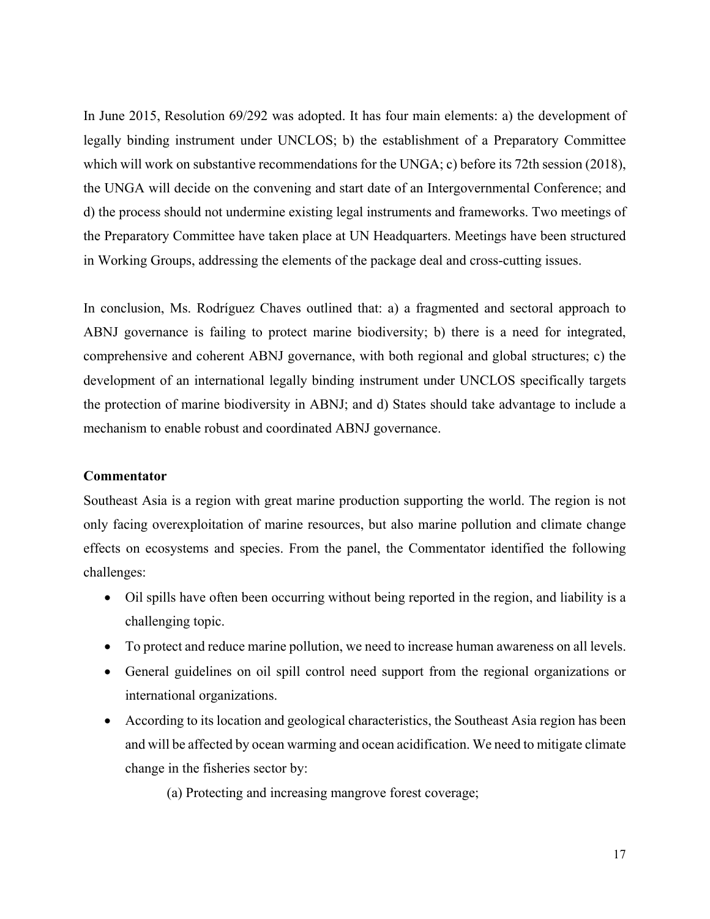In June 2015, Resolution 69/292 was adopted. It has four main elements: a) the development of legally binding instrument under UNCLOS; b) the establishment of a Preparatory Committee which will work on substantive recommendations for the UNGA; c) before its 72th session (2018), the UNGA will decide on the convening and start date of an Intergovernmental Conference; and d) the process should not undermine existing legal instruments and frameworks. Two meetings of the Preparatory Committee have taken place at UN Headquarters. Meetings have been structured in Working Groups, addressing the elements of the package deal and cross-cutting issues.

In conclusion, Ms. Rodríguez Chaves outlined that: a) a fragmented and sectoral approach to ABNJ governance is failing to protect marine biodiversity; b) there is a need for integrated, comprehensive and coherent ABNJ governance, with both regional and global structures; c) the development of an international legally binding instrument under UNCLOS specifically targets the protection of marine biodiversity in ABNJ; and d) States should take advantage to include a mechanism to enable robust and coordinated ABNJ governance.

**Commentator**

Southeast Asia is a region with great marine production supporting the world. The region is not only facing overexploitation of marine resources, but also marine pollution and climate change effects on ecosystems and species. From the panel, the Commentator identified the following challenges:

- Oil spills have often been occurring without being reported in the region, and liability is a challenging topic.
- To protect and reduce marine pollution, we need to increase human awareness on all levels.
- General guidelines on oil spill control need support from the regional organizations or international organizations.
- According to its location and geological characteristics, the Southeast Asia region has been and will be affected by ocean warming and ocean acidification. We need to mitigate climate change in the fisheries sector by:

    (a) Protecting and increasing mangrove forest coverage;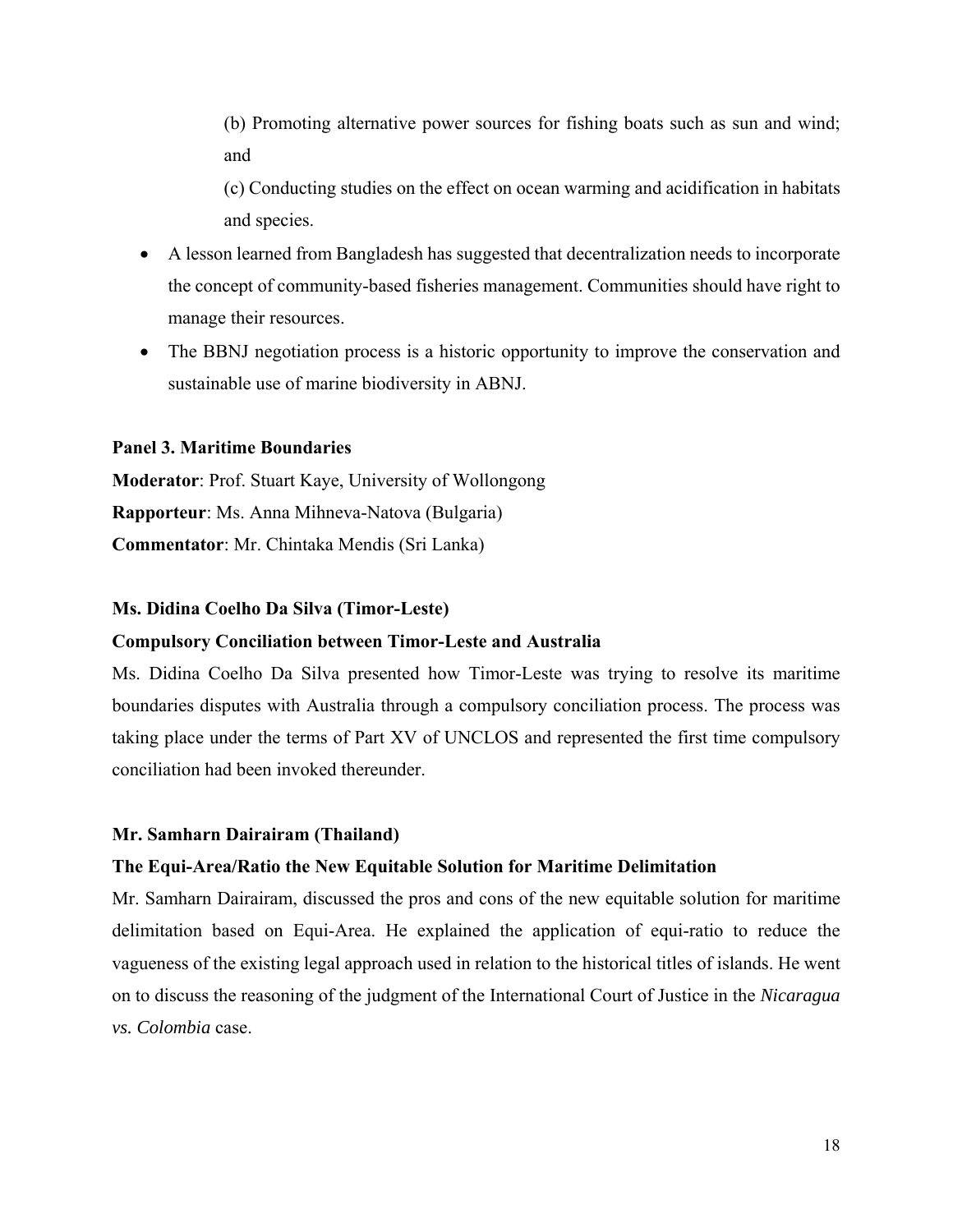(b) Promoting alternative power sources for fishing boats such as sun and wind; and

(c) Conducting studies on the effect on ocean warming and acidification in habitats and species.

- A lesson learned from Bangladesh has suggested that decentralization needs to incorporate the concept of community-based fisheries management. Communities should have right to manage their resources.
- The BBNJ negotiation process is a historic opportunity to improve the conservation and sustainable use of marine biodiversity in ABNJ.

**Panel 3. Maritime Boundaries**

**Moderator**: Prof. Stuart Kaye, University of Wollongong

**Rapporteur**: Ms. Anna Mihneva-Natova (Bulgaria)

**Commentator**: Mr. Chintaka Mendis (Sri Lanka)

**Ms. Didina Coelho Da Silva (Timor-Leste)**

**Compulsory Conciliation between Timor-Leste and Australia**

Ms. Didina Coelho Da Silva presented how Timor-Leste was trying to resolve its maritime boundaries disputes with Australia through a compulsory conciliation process. The process was taking place under the terms of Part XV of UNCLOS and represented the first time compulsory conciliation had been invoked thereunder.

**Mr. Samharn Dairairam (Thailand)**

**The Equi-Area/Ratio the New Equitable Solution for Maritime Delimitation**

Mr. Samharn Dairairam, discussed the pros and cons of the new equitable solution for maritime delimitation based on Equi-Area. He explained the application of equi-ratio to reduce the vagueness of the existing legal approach used in relation to the historical titles of islands. He went on to discuss the reasoning of the judgment of the International Court of Justice in the *Nicaragua vs. Colombia* case.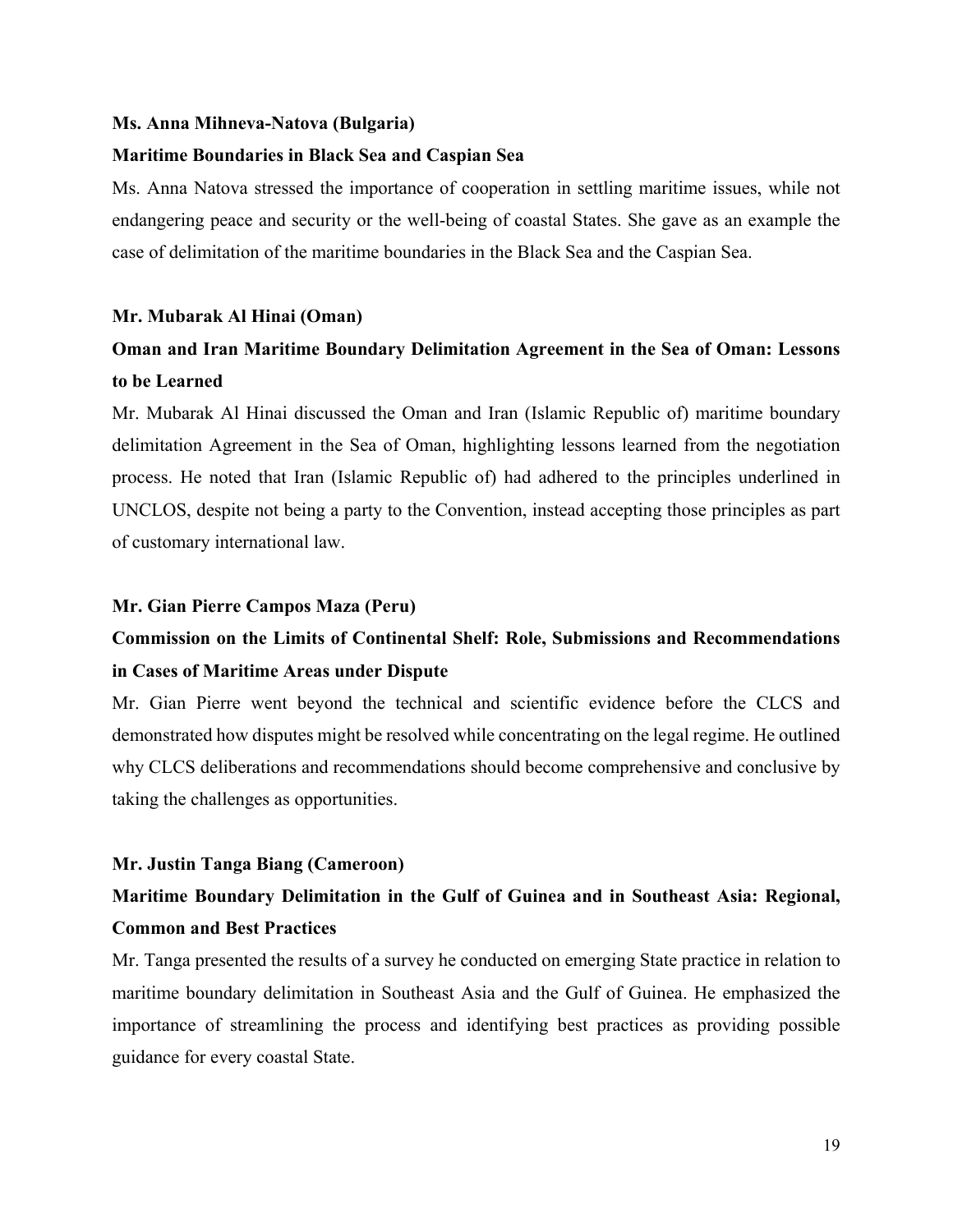**Ms. Anna Mihneva-Natova (Bulgaria)**

**Maritime Boundaries in Black Sea and Caspian Sea**

Ms. Anna Natova stressed the importance of cooperation in settling maritime issues, while not endangering peace and security or the well-being of coastal States. She gave as an example the case of delimitation of the maritime boundaries in the Black Sea and the Caspian Sea.

**Mr. Mubarak Al Hinai (Oman)**

**Oman and Iran Maritime Boundary Delimitation Agreement in the Sea of Oman: Lessons to be Learned**

Mr. Mubarak Al Hinai discussed the Oman and Iran (Islamic Republic of) maritime boundary delimitation Agreement in the Sea of Oman, highlighting lessons learned from the negotiation process. He noted that Iran (Islamic Republic of) had adhered to the principles underlined in UNCLOS, despite not being a party to the Convention, instead accepting those principles as part of customary international law.

**Mr. Gian Pierre Campos Maza (Peru)**

**Commission on the Limits of Continental Shelf: Role, Submissions and Recommendations in Cases of Maritime Areas under Dispute**

Mr. Gian Pierre went beyond the technical and scientific evidence before the CLCS and demonstrated how disputes might be resolved while concentrating on the legal regime. He outlined why CLCS deliberations and recommendations should become comprehensive and conclusive by taking the challenges as opportunities.

**Mr. Justin Tanga Biang (Cameroon)**

**Maritime Boundary Delimitation in the Gulf of Guinea and in Southeast Asia: Regional, Common and Best Practices**

Mr. Tanga presented the results of a survey he conducted on emerging State practice in relation to maritime boundary delimitation in Southeast Asia and the Gulf of Guinea. He emphasized the importance of streamlining the process and identifying best practices as providing possible guidance for every coastal State.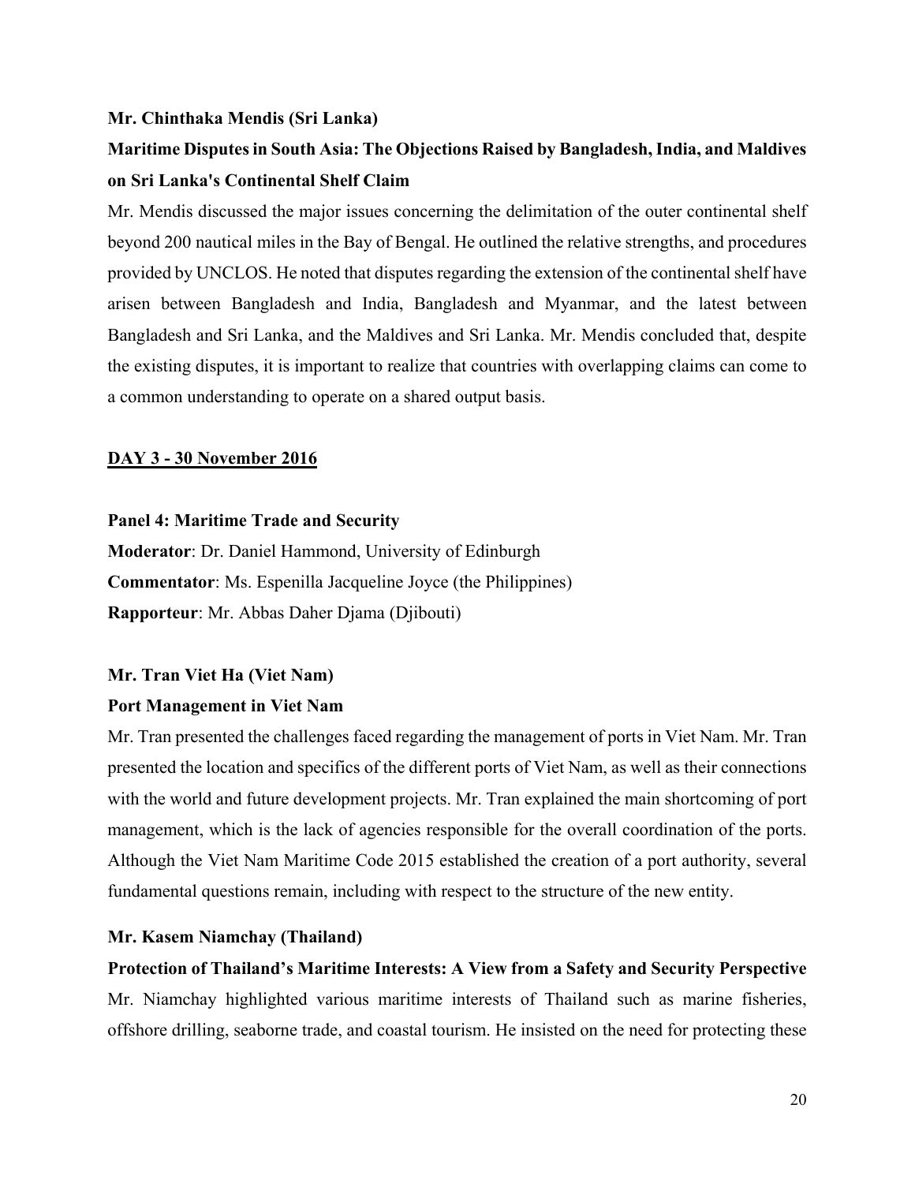**Mr. Chinthaka Mendis (Sri Lanka)**

**Maritime Disputes in South Asia: The Objections Raised by Bangladesh, India, and Maldives on Sri Lanka's Continental Shelf Claim**

Mr. Mendis discussed the major issues concerning the delimitation of the outer continental shelf beyond 200 nautical miles in the Bay of Bengal. He outlined the relative strengths, and procedures provided by UNCLOS. He noted that disputes regarding the extension of the continental shelf have arisen between Bangladesh and India, Bangladesh and Myanmar, and the latest between Bangladesh and Sri Lanka, and the Maldives and Sri Lanka. Mr. Mendis concluded that, despite the existing disputes, it is important to realize that countries with overlapping claims can come to a common understanding to operate on a shared output basis.

## DAY 3 - 30 November 2016

**Panel 4: Maritime Trade and Security**

**Moderator**: Dr. Daniel Hammond, University of Edinburgh

**Commentator**: Ms. Espenilla Jacqueline Joyce (the Philippines)

**Rapporteur**: Mr. Abbas Daher Djama (Djibouti)

**Mr. Tran Viet Ha (Viet Nam)**

**Port Management in Viet Nam**

Mr. Tran presented the challenges faced regarding the management of ports in Viet Nam. Mr. Tran presented the location and specifics of the different ports of Viet Nam, as well as their connections with the world and future development projects. Mr. Tran explained the main shortcoming of port management, which is the lack of agencies responsible for the overall coordination of the ports. Although the Viet Nam Maritime Code 2015 established the creation of a port authority, several fundamental questions remain, including with respect to the structure of the new entity.

**Mr. Kasem Niamchay (Thailand)**

**Protection of Thailand's Maritime Interests: A View from a Safety and Security Perspective**

Mr. Niamchay highlighted various maritime interests of Thailand such as marine fisheries, offshore drilling, seaborne trade, and coastal tourism. He insisted on the need for protecting these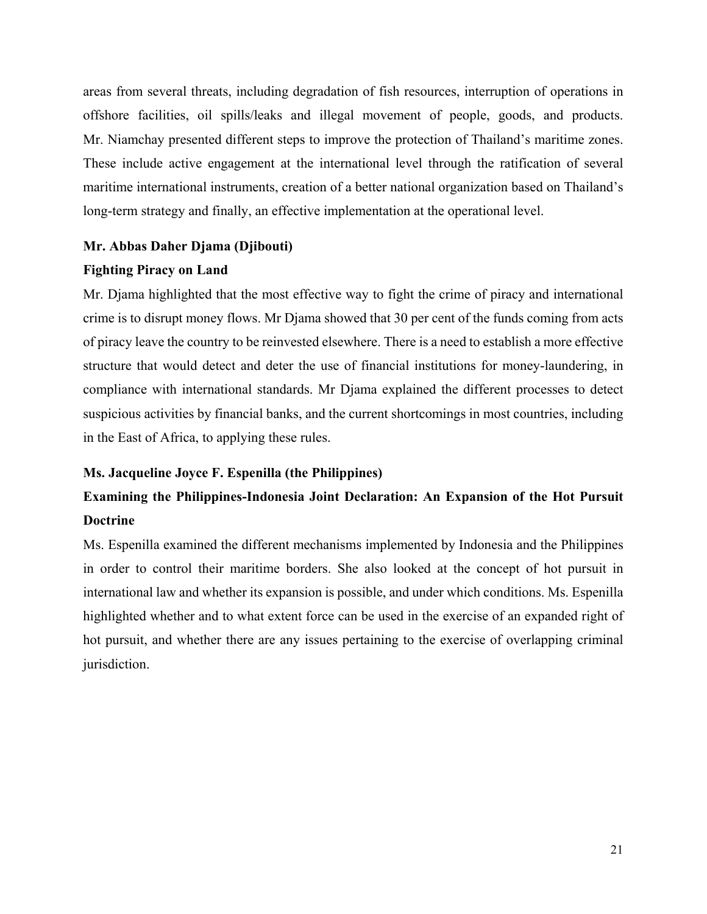areas from several threats, including degradation of fish resources, interruption of operations in offshore facilities, oil spills/leaks and illegal movement of people, goods, and products. Mr. Niamchay presented different steps to improve the protection of Thailand's maritime zones. These include active engagement at the international level through the ratification of several maritime international instruments, creation of a better national organization based on Thailand's long-term strategy and finally, an effective implementation at the operational level.

**Mr. Abbas Daher Djama (Djibouti)**

**Fighting Piracy on Land**

Mr. Djama highlighted that the most effective way to fight the crime of piracy and international crime is to disrupt money flows. Mr Djama showed that 30 per cent of the funds coming from acts of piracy leave the country to be reinvested elsewhere. There is a need to establish a more effective structure that would detect and deter the use of financial institutions for money-laundering, in compliance with international standards. Mr Djama explained the different processes to detect suspicious activities by financial banks, and the current shortcomings in most countries, including in the East of Africa, to applying these rules.

**Ms. Jacqueline Joyce F. Espenilla (the Philippines)**

**Examining the Philippines-Indonesia Joint Declaration: An Expansion of the Hot Pursuit Doctrine**

Ms. Espenilla examined the different mechanisms implemented by Indonesia and the Philippines in order to control their maritime borders. She also looked at the concept of hot pursuit in international law and whether its expansion is possible, and under which conditions. Ms. Espenilla highlighted whether and to what extent force can be used in the exercise of an expanded right of hot pursuit, and whether there are any issues pertaining to the exercise of overlapping criminal jurisdiction.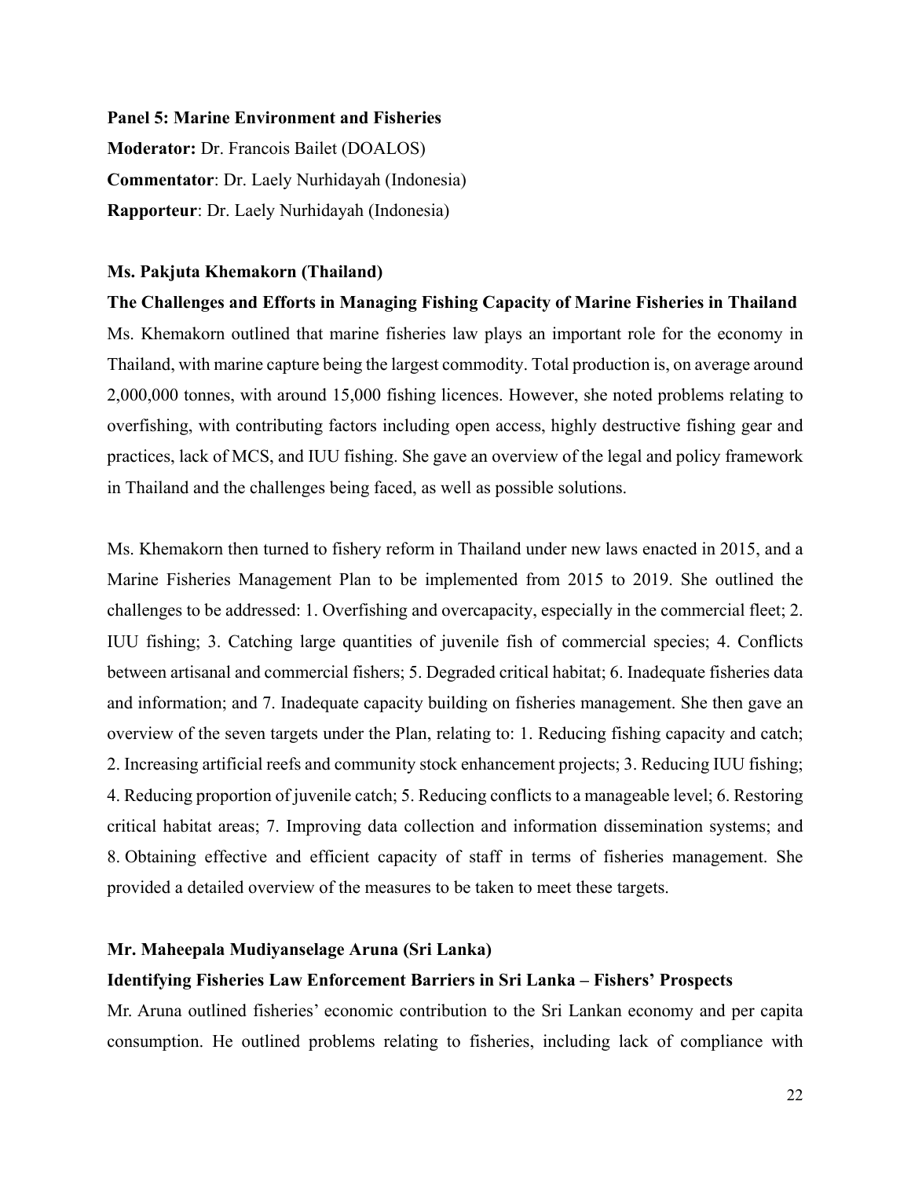**Panel 5: Marine Environment and Fisheries**

**Moderator:** Dr. Francois Bailet (DOALOS)

**Commentator**: Dr. Laely Nurhidayah (Indonesia)

**Rapporteur**: Dr. Laely Nurhidayah (Indonesia)

**Ms. Pakjuta Khemakorn (Thailand)**

**The Challenges and Efforts in Managing Fishing Capacity of Marine Fisheries in Thailand**

Ms. Khemakorn outlined that marine fisheries law plays an important role for the economy in Thailand, with marine capture being the largest commodity. Total production is, on average around 2,000,000 tonnes, with around 15,000 fishing licences. However, she noted problems relating to overfishing, with contributing factors including open access, highly destructive fishing gear and practices, lack of MCS, and IUU fishing. She gave an overview of the legal and policy framework in Thailand and the challenges being faced, as well as possible solutions.

Ms. Khemakorn then turned to fishery reform in Thailand under new laws enacted in 2015, and a Marine Fisheries Management Plan to be implemented from 2015 to 2019. She outlined the challenges to be addressed: 1. Overfishing and overcapacity, especially in the commercial fleet; 2. IUU fishing; 3. Catching large quantities of juvenile fish of commercial species; 4. Conflicts between artisanal and commercial fishers; 5. Degraded critical habitat; 6. Inadequate fisheries data and information; and 7. Inadequate capacity building on fisheries management. She then gave an overview of the seven targets under the Plan, relating to: 1. Reducing fishing capacity and catch; 2. Increasing artificial reefs and community stock enhancement projects; 3. Reducing IUU fishing; 4. Reducing proportion of juvenile catch; 5. Reducing conflicts to a manageable level; 6. Restoring critical habitat areas; 7. Improving data collection and information dissemination systems; and 8. Obtaining effective and efficient capacity of staff in terms of fisheries management. She provided a detailed overview of the measures to be taken to meet these targets.

**Mr. Maheepala Mudiyanselage Aruna (Sri Lanka)**

**Identifying Fisheries Law Enforcement Barriers in Sri Lanka – Fishers' Prospects**

Mr. Aruna outlined fisheries' economic contribution to the Sri Lankan economy and per capita consumption. He outlined problems relating to fisheries, including lack of compliance with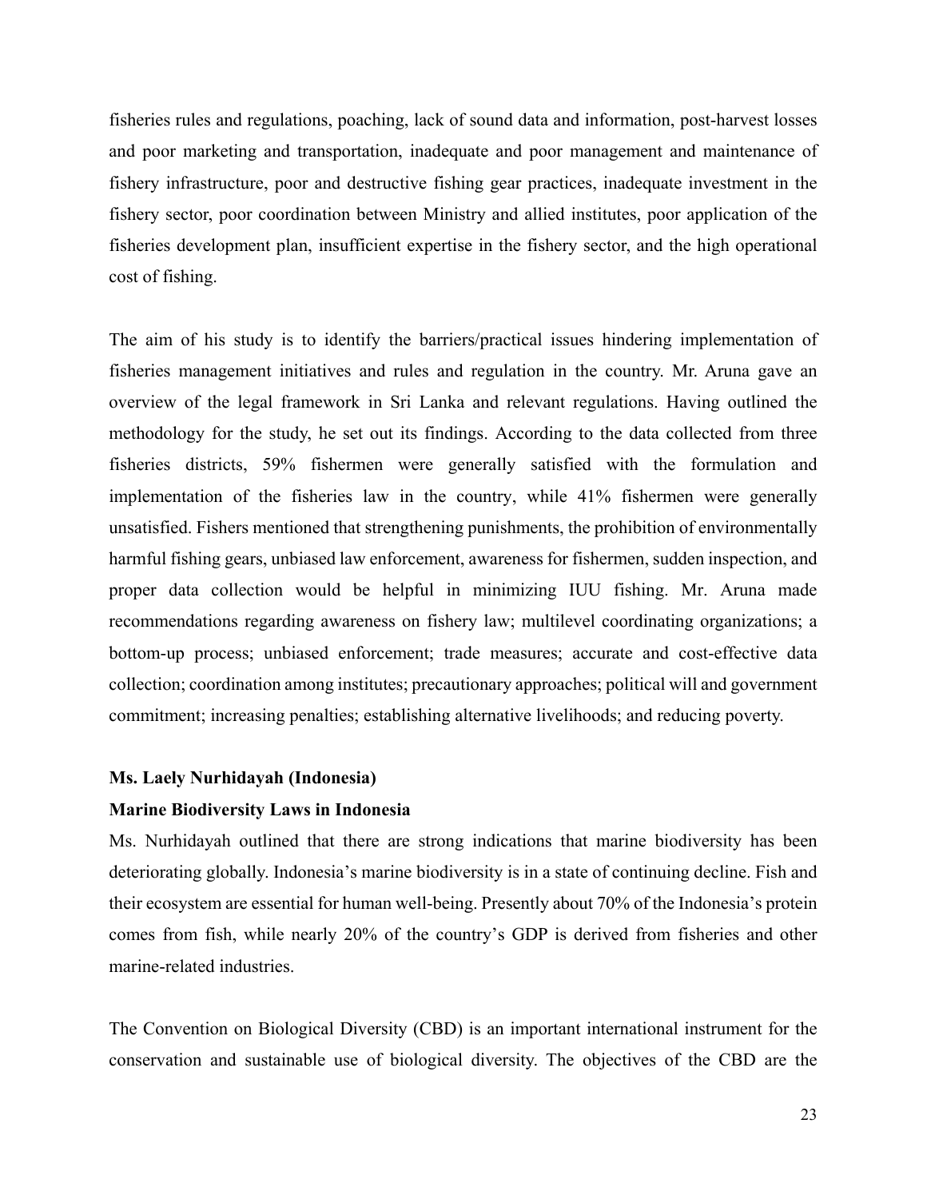fisheries rules and regulations, poaching, lack of sound data and information, post-harvest losses and poor marketing and transportation, inadequate and poor management and maintenance of fishery infrastructure, poor and destructive fishing gear practices, inadequate investment in the fishery sector, poor coordination between Ministry and allied institutes, poor application of the fisheries development plan, insufficient expertise in the fishery sector, and the high operational cost of fishing.

The aim of his study is to identify the barriers/practical issues hindering implementation of fisheries management initiatives and rules and regulation in the country. Mr. Aruna gave an overview of the legal framework in Sri Lanka and relevant regulations. Having outlined the methodology for the study, he set out its findings. According to the data collected from three fisheries districts, 59% fishermen were generally satisfied with the formulation and implementation of the fisheries law in the country, while 41% fishermen were generally unsatisfied. Fishers mentioned that strengthening punishments, the prohibition of environmentally harmful fishing gears, unbiased law enforcement, awareness for fishermen, sudden inspection, and proper data collection would be helpful in minimizing IUU fishing. Mr. Aruna made recommendations regarding awareness on fishery law; multilevel coordinating organizations; a bottom-up process; unbiased enforcement; trade measures; accurate and cost-effective data collection; coordination among institutes; precautionary approaches; political will and government commitment; increasing penalties; establishing alternative livelihoods; and reducing poverty.

**Ms. Laely Nurhidayah (Indonesia)**

**Marine Biodiversity Laws in Indonesia**

Ms. Nurhidayah outlined that there are strong indications that marine biodiversity has been deteriorating globally. Indonesia's marine biodiversity is in a state of continuing decline. Fish and their ecosystem are essential for human well-being. Presently about 70% of the Indonesia's protein comes from fish, while nearly 20% of the country's GDP is derived from fisheries and other marine-related industries.

The Convention on Biological Diversity (CBD) is an important international instrument for the conservation and sustainable use of biological diversity. The objectives of the CBD are the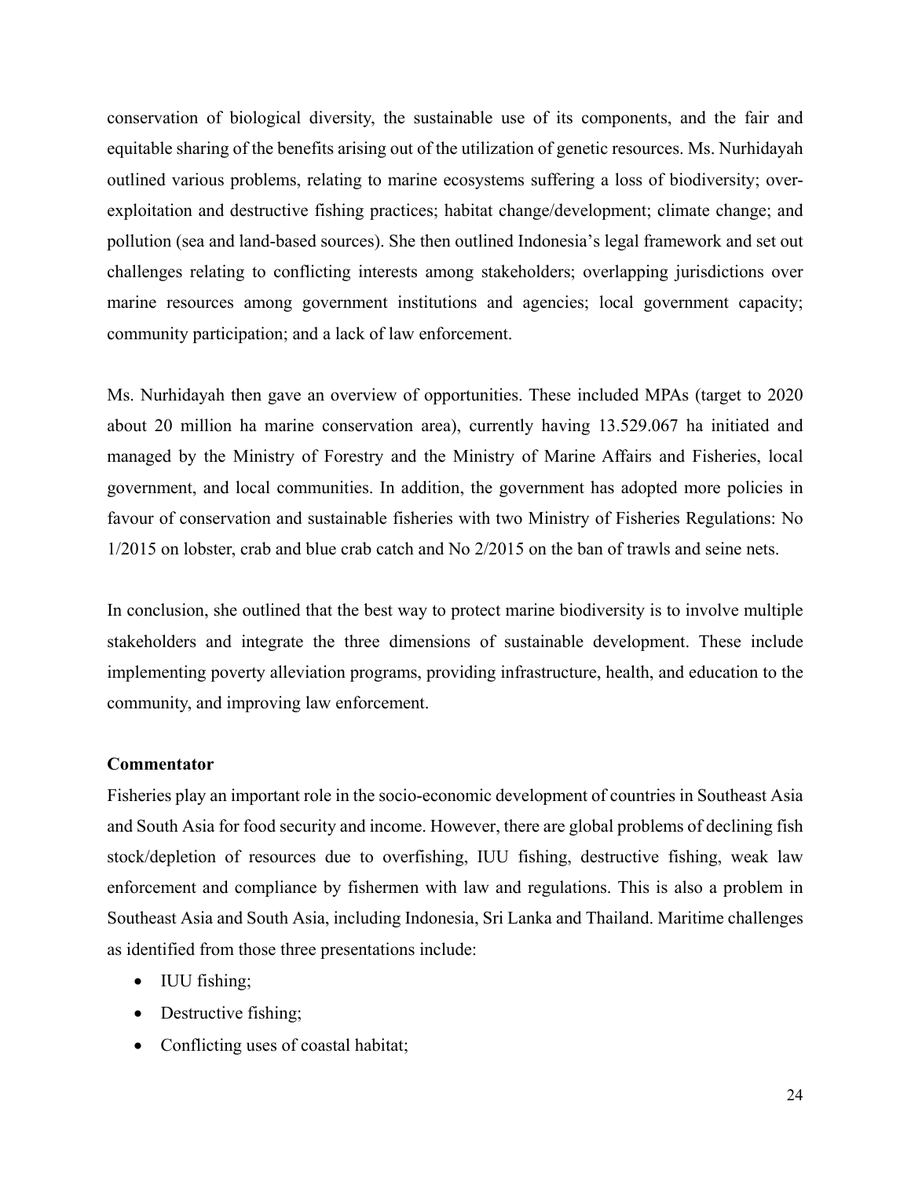conservation of biological diversity, the sustainable use of its components, and the fair and equitable sharing of the benefits arising out of the utilization of genetic resources. Ms. Nurhidayah outlined various problems, relating to marine ecosystems suffering a loss of biodiversity; over-exploitation and destructive fishing practices; habitat change/development; climate change; and pollution (sea and land-based sources). She then outlined Indonesia's legal framework and set out challenges relating to conflicting interests among stakeholders; overlapping jurisdictions over marine resources among government institutions and agencies; local government capacity; community participation; and a lack of law enforcement.

Ms. Nurhidayah then gave an overview of opportunities. These included MPAs (target to 2020 about 20 million ha marine conservation area), currently having 13.529.067 ha initiated and managed by the Ministry of Forestry and the Ministry of Marine Affairs and Fisheries, local government, and local communities. In addition, the government has adopted more policies in favour of conservation and sustainable fisheries with two Ministry of Fisheries Regulations: No 1/2015 on lobster, crab and blue crab catch and No 2/2015 on the ban of trawls and seine nets.

In conclusion, she outlined that the best way to protect marine biodiversity is to involve multiple stakeholders and integrate the three dimensions of sustainable development. These include implementing poverty alleviation programs, providing infrastructure, health, and education to the community, and improving law enforcement.

**Commentator**

Fisheries play an important role in the socio-economic development of countries in Southeast Asia and South Asia for food security and income. However, there are global problems of declining fish stock/depletion of resources due to overfishing, IUU fishing, destructive fishing, weak law enforcement and compliance by fishermen with law and regulations. This is also a problem in Southeast Asia and South Asia, including Indonesia, Sri Lanka and Thailand. Maritime challenges as identified from those three presentations include:

- IUU fishing;
- Destructive fishing;
- Conflicting uses of coastal habitat;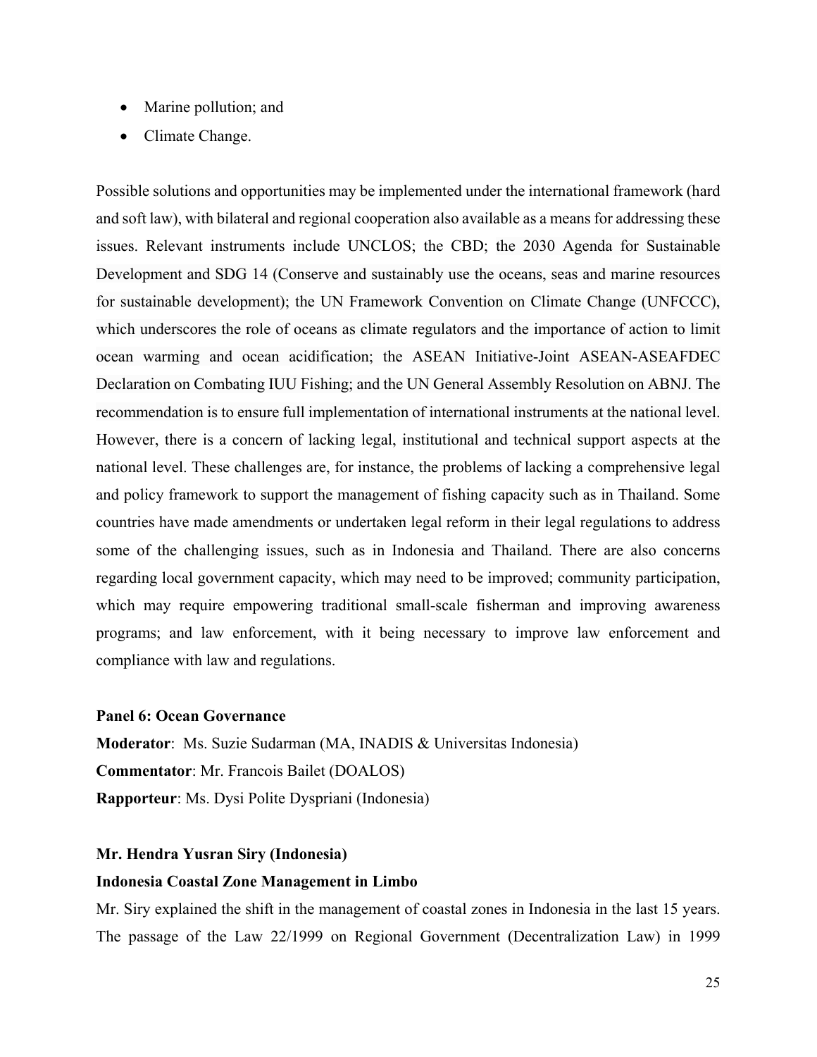- Marine pollution; and
- Climate Change.

Possible solutions and opportunities may be implemented under the international framework (hard and soft law), with bilateral and regional cooperation also available as a means for addressing these issues. Relevant instruments include UNCLOS; the CBD; the 2030 Agenda for Sustainable Development and SDG 14 (Conserve and sustainably use the oceans, seas and marine resources for sustainable development); the UN Framework Convention on Climate Change (UNFCCC), which underscores the role of oceans as climate regulators and the importance of action to limit ocean warming and ocean acidification; the ASEAN Initiative-Joint ASEAN-ASEAFDEC Declaration on Combating IUU Fishing; and the UN General Assembly Resolution on ABNJ. The recommendation is to ensure full implementation of international instruments at the national level. However, there is a concern of lacking legal, institutional and technical support aspects at the national level. These challenges are, for instance, the problems of lacking a comprehensive legal and policy framework to support the management of fishing capacity such as in Thailand. Some countries have made amendments or undertaken legal reform in their legal regulations to address some of the challenging issues, such as in Indonesia and Thailand. There are also concerns regarding local government capacity, which may need to be improved; community participation, which may require empowering traditional small-scale fisherman and improving awareness programs; and law enforcement, with it being necessary to improve law enforcement and compliance with law and regulations.

**Panel 6: Ocean Governance**

**Moderator**: Ms. Suzie Sudarman (MA, INADIS & Universitas Indonesia)

**Commentator**: Mr. Francois Bailet (DOALOS)

**Rapporteur**: Ms. Dysi Polite Dyspriani (Indonesia)

**Mr. Hendra Yusran Siry (Indonesia)**

**Indonesia Coastal Zone Management in Limbo**

Mr. Siry explained the shift in the management of coastal zones in Indonesia in the last 15 years. The passage of the Law 22/1999 on Regional Government (Decentralization Law) in 1999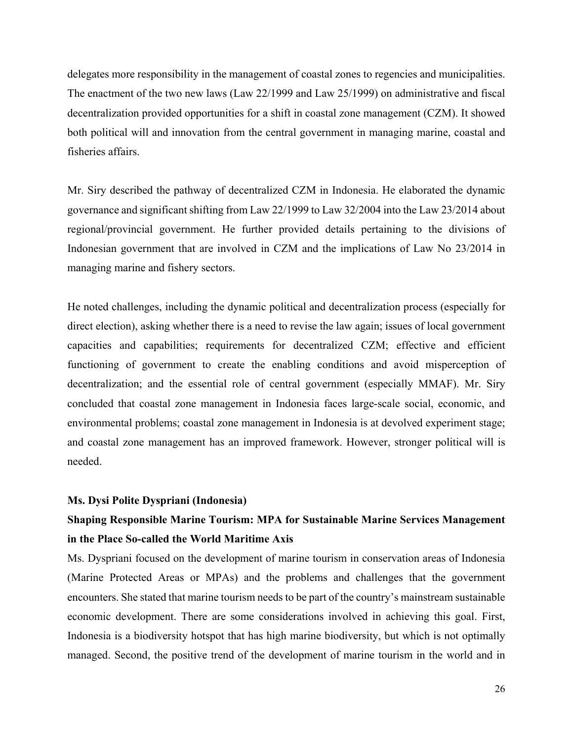delegates more responsibility in the management of coastal zones to regencies and municipalities. The enactment of the two new laws (Law 22/1999 and Law 25/1999) on administrative and fiscal decentralization provided opportunities for a shift in coastal zone management (CZM). It showed both political will and innovation from the central government in managing marine, coastal and fisheries affairs.

Mr. Siry described the pathway of decentralized CZM in Indonesia. He elaborated the dynamic governance and significant shifting from Law 22/1999 to Law 32/2004 into the Law 23/2014 about regional/provincial government. He further provided details pertaining to the divisions of Indonesian government that are involved in CZM and the implications of Law No 23/2014 in managing marine and fishery sectors.

He noted challenges, including the dynamic political and decentralization process (especially for direct election), asking whether there is a need to revise the law again; issues of local government capacities and capabilities; requirements for decentralized CZM; effective and efficient functioning of government to create the enabling conditions and avoid misperception of decentralization; and the essential role of central government (especially MMAF). Mr. Siry concluded that coastal zone management in Indonesia faces large-scale social, economic, and environmental problems; coastal zone management in Indonesia is at devolved experiment stage; and coastal zone management has an improved framework. However, stronger political will is needed.

**Ms. Dysi Polite Dyspriani (Indonesia)**

**Shaping Responsible Marine Tourism: MPA for Sustainable Marine Services Management in the Place So-called the World Maritime Axis**

Ms. Dyspriani focused on the development of marine tourism in conservation areas of Indonesia (Marine Protected Areas or MPAs) and the problems and challenges that the government encounters. She stated that marine tourism needs to be part of the country's mainstream sustainable economic development. There are some considerations involved in achieving this goal. First, Indonesia is a biodiversity hotspot that has high marine biodiversity, but which is not optimally managed. Second, the positive trend of the development of marine tourism in the world and in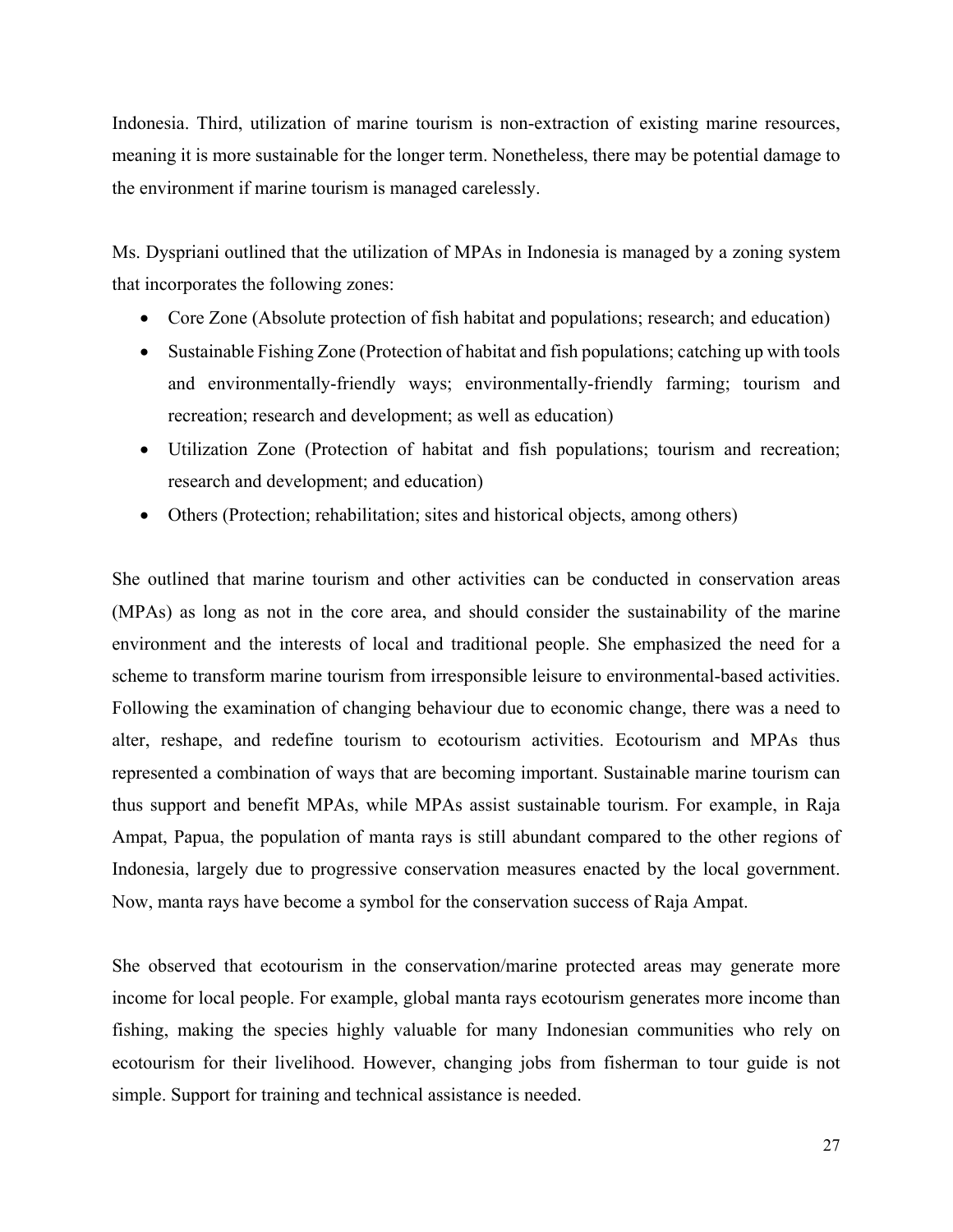Indonesia. Third, utilization of marine tourism is non-extraction of existing marine resources, meaning it is more sustainable for the longer term. Nonetheless, there may be potential damage to the environment if marine tourism is managed carelessly.

Ms. Dyspriani outlined that the utilization of MPAs in Indonesia is managed by a zoning system that incorporates the following zones:

- Core Zone (Absolute protection of fish habitat and populations; research; and education)
- Sustainable Fishing Zone (Protection of habitat and fish populations; catching up with tools and environmentally-friendly ways; environmentally-friendly farming; tourism and recreation; research and development; as well as education)
- Utilization Zone (Protection of habitat and fish populations; tourism and recreation; research and development; and education)
- Others (Protection; rehabilitation; sites and historical objects, among others)

She outlined that marine tourism and other activities can be conducted in conservation areas (MPAs) as long as not in the core area, and should consider the sustainability of the marine environment and the interests of local and traditional people. She emphasized the need for a scheme to transform marine tourism from irresponsible leisure to environmental-based activities. Following the examination of changing behaviour due to economic change, there was a need to alter, reshape, and redefine tourism to ecotourism activities. Ecotourism and MPAs thus represented a combination of ways that are becoming important. Sustainable marine tourism can thus support and benefit MPAs, while MPAs assist sustainable tourism. For example, in Raja Ampat, Papua, the population of manta rays is still abundant compared to the other regions of Indonesia, largely due to progressive conservation measures enacted by the local government. Now, manta rays have become a symbol for the conservation success of Raja Ampat.

She observed that ecotourism in the conservation/marine protected areas may generate more income for local people. For example, global manta rays ecotourism generates more income than fishing, making the species highly valuable for many Indonesian communities who rely on ecotourism for their livelihood. However, changing jobs from fisherman to tour guide is not simple. Support for training and technical assistance is needed.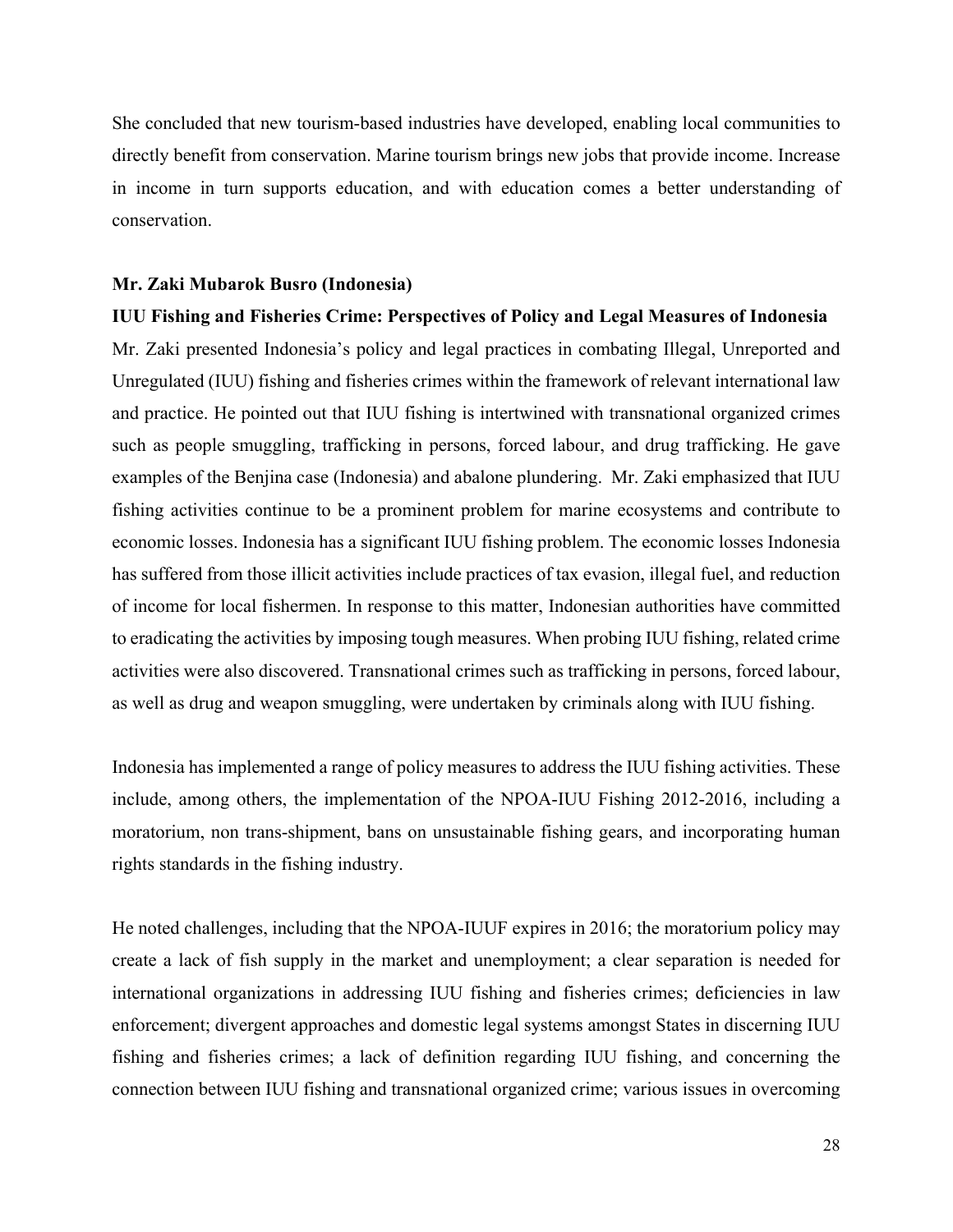She concluded that new tourism-based industries have developed, enabling local communities to directly benefit from conservation. Marine tourism brings new jobs that provide income. Increase in income in turn supports education, and with education comes a better understanding of conservation.

**Mr. Zaki Mubarok Busro (Indonesia)**

**IUU Fishing and Fisheries Crime: Perspectives of Policy and Legal Measures of Indonesia**

Mr. Zaki presented Indonesia's policy and legal practices in combating Illegal, Unreported and Unregulated (IUU) fishing and fisheries crimes within the framework of relevant international law and practice. He pointed out that IUU fishing is intertwined with transnational organized crimes such as people smuggling, trafficking in persons, forced labour, and drug trafficking. He gave examples of the Benjina case (Indonesia) and abalone plundering. Mr. Zaki emphasized that IUU fishing activities continue to be a prominent problem for marine ecosystems and contribute to economic losses. Indonesia has a significant IUU fishing problem. The economic losses Indonesia has suffered from those illicit activities include practices of tax evasion, illegal fuel, and reduction of income for local fishermen. In response to this matter, Indonesian authorities have committed to eradicating the activities by imposing tough measures. When probing IUU fishing, related crime activities were also discovered. Transnational crimes such as trafficking in persons, forced labour, as well as drug and weapon smuggling, were undertaken by criminals along with IUU fishing.

Indonesia has implemented a range of policy measures to address the IUU fishing activities. These include, among others, the implementation of the NPOA-IUU Fishing 2012-2016, including a moratorium, non trans-shipment, bans on unsustainable fishing gears, and incorporating human rights standards in the fishing industry.

He noted challenges, including that the NPOA-IUUF expires in 2016; the moratorium policy may create a lack of fish supply in the market and unemployment; a clear separation is needed for international organizations in addressing IUU fishing and fisheries crimes; deficiencies in law enforcement; divergent approaches and domestic legal systems amongst States in discerning IUU fishing and fisheries crimes; a lack of definition regarding IUU fishing, and concerning the connection between IUU fishing and transnational organized crime; various issues in overcoming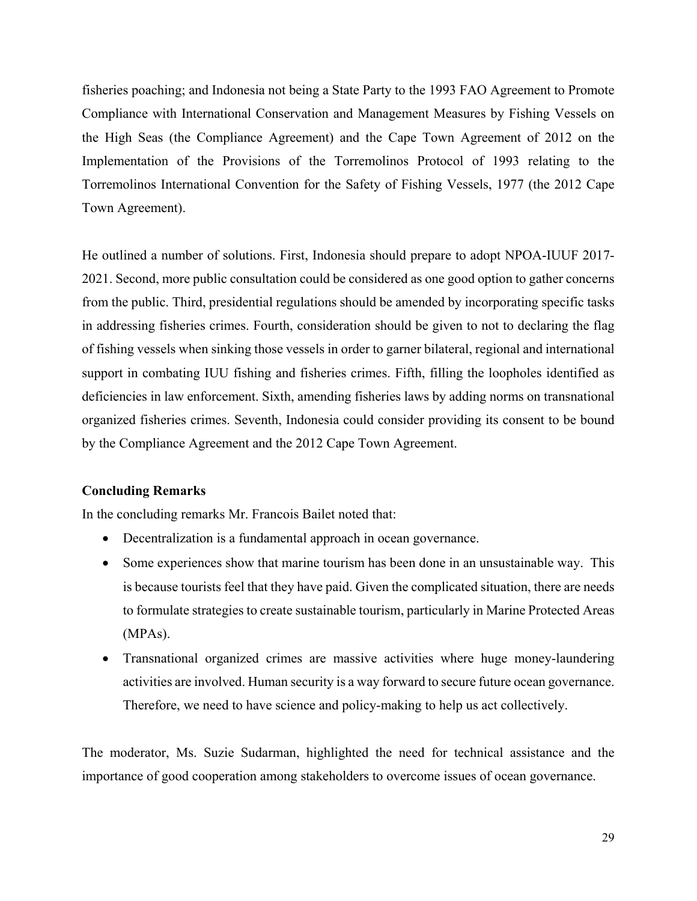fisheries poaching; and Indonesia not being a State Party to the 1993 FAO Agreement to Promote Compliance with International Conservation and Management Measures by Fishing Vessels on the High Seas (the Compliance Agreement) and the Cape Town Agreement of 2012 on the Implementation of the Provisions of the Torremolinos Protocol of 1993 relating to the Torremolinos International Convention for the Safety of Fishing Vessels, 1977 (the 2012 Cape Town Agreement).

He outlined a number of solutions. First, Indonesia should prepare to adopt NPOA-IUUF 2017-2021. Second, more public consultation could be considered as one good option to gather concerns from the public. Third, presidential regulations should be amended by incorporating specific tasks in addressing fisheries crimes. Fourth, consideration should be given to not to declaring the flag of fishing vessels when sinking those vessels in order to garner bilateral, regional and international support in combating IUU fishing and fisheries crimes. Fifth, filling the loopholes identified as deficiencies in law enforcement. Sixth, amending fisheries laws by adding norms on transnational organized fisheries crimes. Seventh, Indonesia could consider providing its consent to be bound by the Compliance Agreement and the 2012 Cape Town Agreement.

**Concluding Remarks**

In the concluding remarks Mr. Francois Bailet noted that:

- Decentralization is a fundamental approach in ocean governance.
- Some experiences show that marine tourism has been done in an unsustainable way. This is because tourists feel that they have paid. Given the complicated situation, there are needs to formulate strategies to create sustainable tourism, particularly in Marine Protected Areas (MPAs).
- Transnational organized crimes are massive activities where huge money-laundering activities are involved. Human security is a way forward to secure future ocean governance. Therefore, we need to have science and policy-making to help us act collectively.

The moderator, Ms. Suzie Sudarman, highlighted the need for technical assistance and the importance of good cooperation among stakeholders to overcome issues of ocean governance.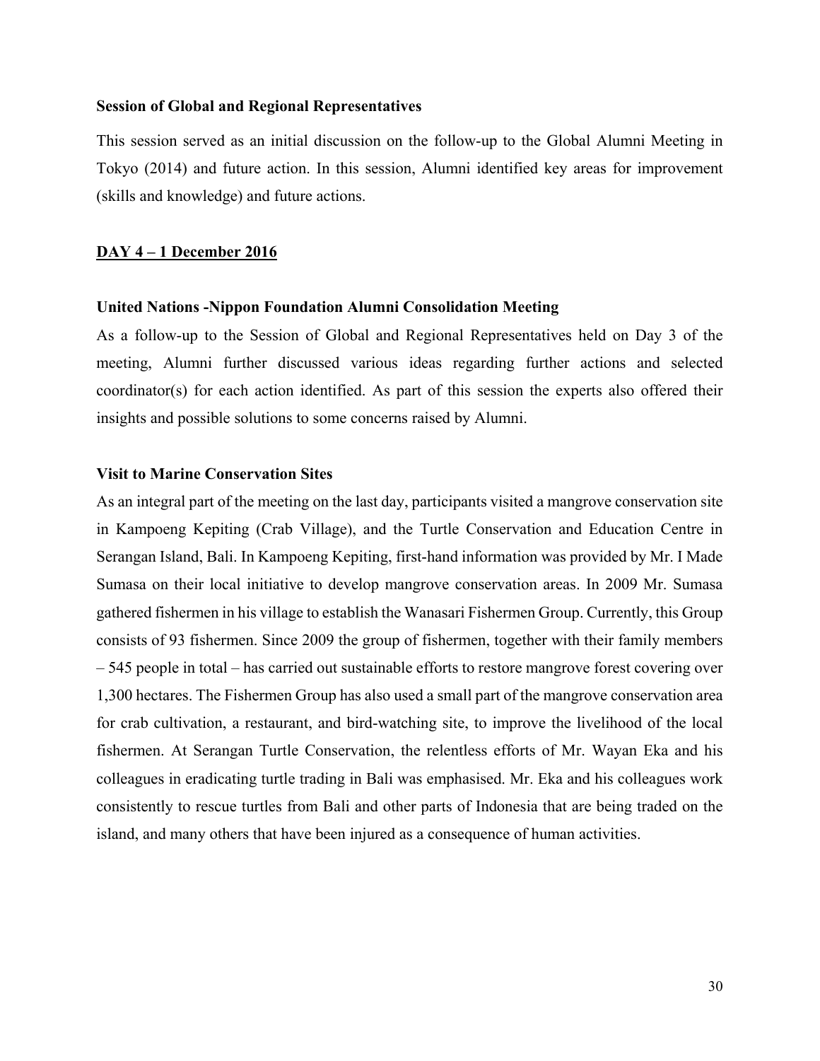**Session of Global and Regional Representatives**

This session served as an initial discussion on the follow-up to the Global Alumni Meeting in Tokyo (2014) and future action. In this session, Alumni identified key areas for improvement (skills and knowledge) and future actions.

## DAY 4 – 1 December 2016

**United Nations -Nippon Foundation Alumni Consolidation Meeting**

As a follow-up to the Session of Global and Regional Representatives held on Day 3 of the meeting, Alumni further discussed various ideas regarding further actions and selected coordinator(s) for each action identified. As part of this session the experts also offered their insights and possible solutions to some concerns raised by Alumni.

**Visit to Marine Conservation Sites**

As an integral part of the meeting on the last day, participants visited a mangrove conservation site in Kampoeng Kepiting (Crab Village), and the Turtle Conservation and Education Centre in Serangan Island, Bali. In Kampoeng Kepiting, first-hand information was provided by Mr. I Made Sumasa on their local initiative to develop mangrove conservation areas. In 2009 Mr. Sumasa gathered fishermen in his village to establish the Wanasari Fishermen Group. Currently, this Group consists of 93 fishermen. Since 2009 the group of fishermen, together with their family members – 545 people in total – has carried out sustainable efforts to restore mangrove forest covering over 1,300 hectares. The Fishermen Group has also used a small part of the mangrove conservation area for crab cultivation, a restaurant, and bird-watching site, to improve the livelihood of the local fishermen. At Serangan Turtle Conservation, the relentless efforts of Mr. Wayan Eka and his colleagues in eradicating turtle trading in Bali was emphasised. Mr. Eka and his colleagues work consistently to rescue turtles from Bali and other parts of Indonesia that are being traded on the island, and many others that have been injured as a consequence of human activities.